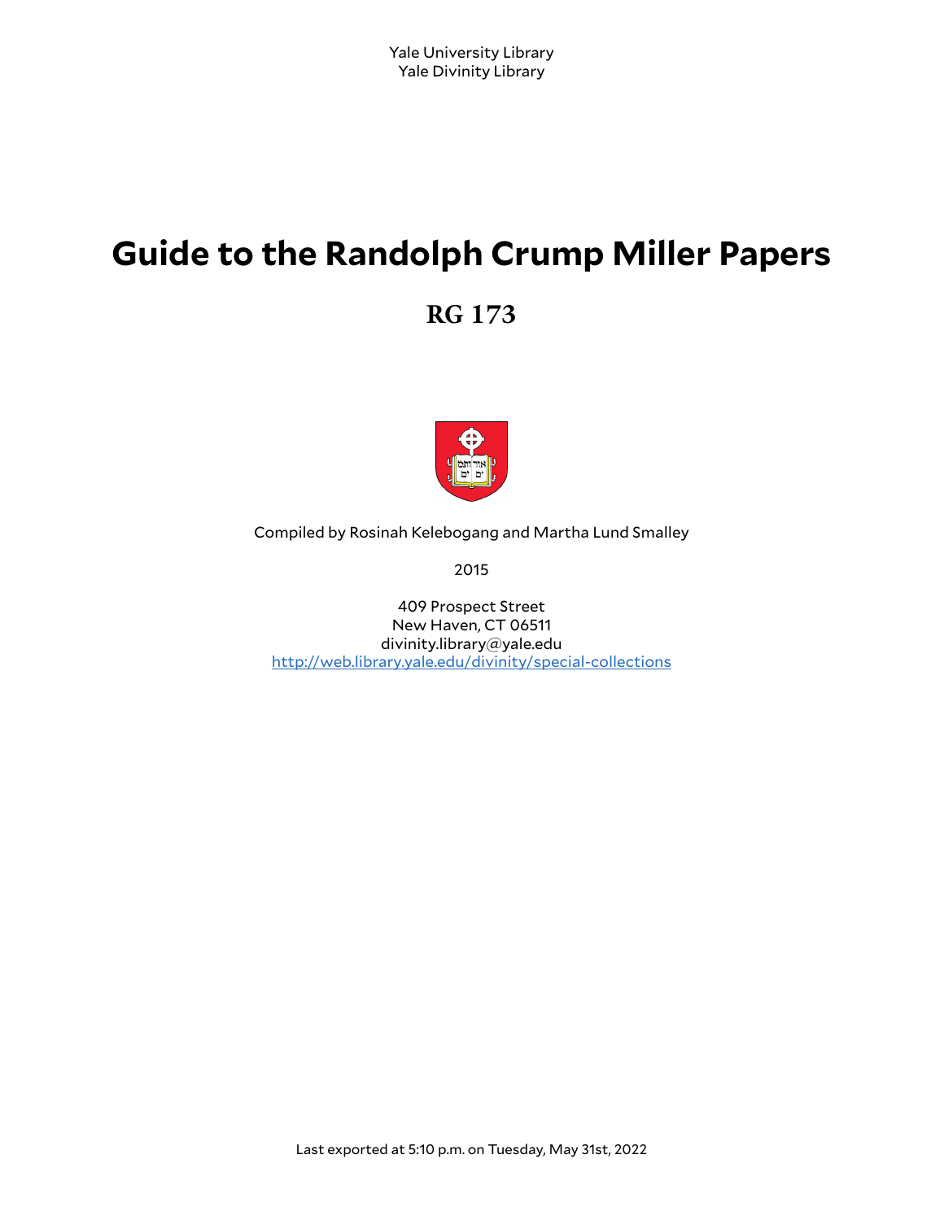Yale University Library
Yale Divinity Library

# Guide to the Randolph Crump Miller Papers

## RG 173

Compiled by Rosinah Kelebogang and Martha Lund Smalley

2015

409 Prospect Street
New Haven, CT 06511
divinity.library@yale.edu
http://web.library.yale.edu/divinity/special-collections

Last exported at 5:10 p.m. on Tuesday, May 31st, 2022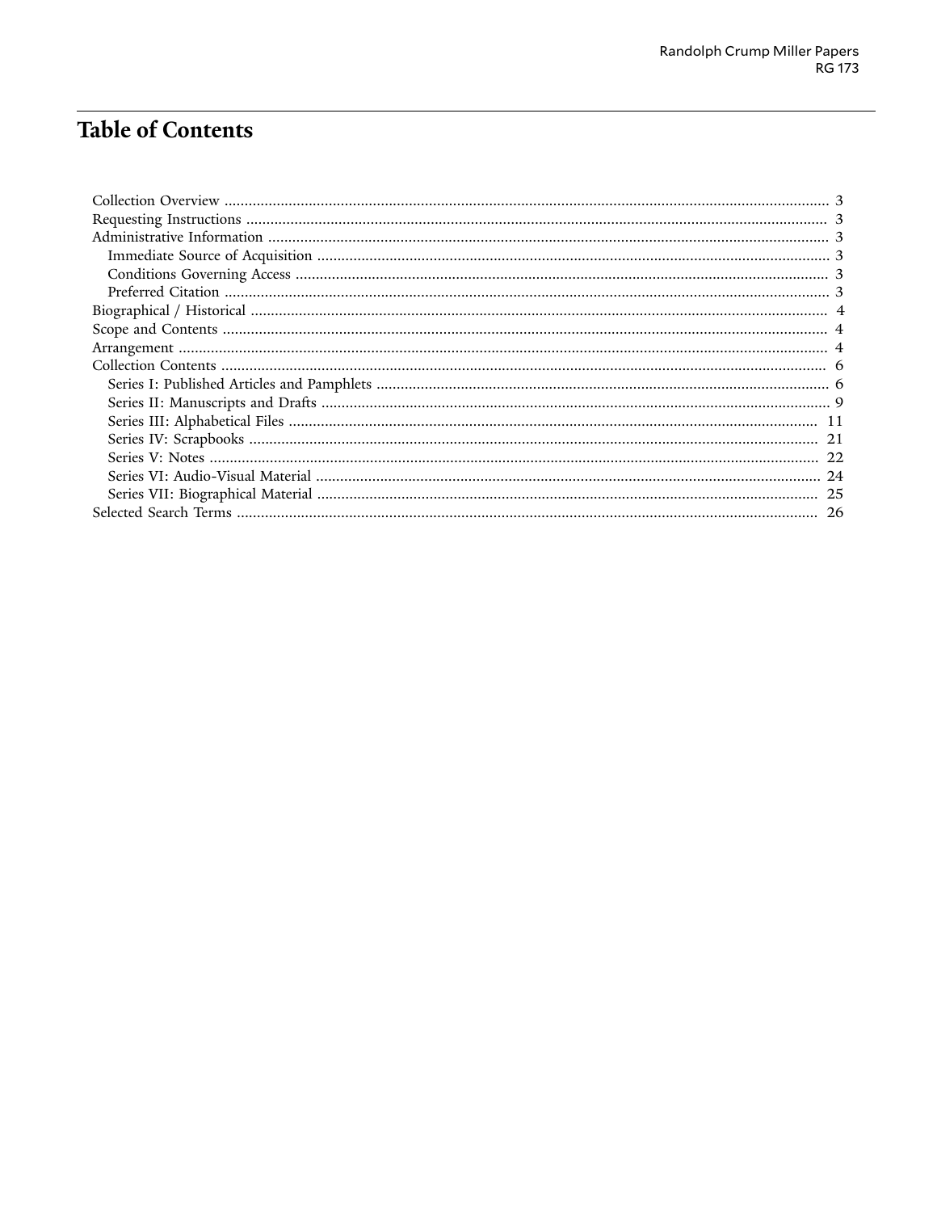# Table of Contents

- Collection Overview ..... 3
- Requesting Instructions ..... 3
- Administrative Information ..... 3
  - Immediate Source of Acquisition ..... 3
  - Conditions Governing Access ..... 3
  - Preferred Citation ..... 3
- Biographical / Historical ..... 4
- Scope and Contents ..... 4
- Arrangement ..... 4
- Collection Contents ..... 6
  - Series I: Published Articles and Pamphlets ..... 6
  - Series II: Manuscripts and Drafts ..... 9
  - Series III: Alphabetical Files ..... 11
  - Series IV: Scrapbooks ..... 21
  - Series V: Notes ..... 22
  - Series VI: Audio-Visual Material ..... 24
  - Series VII: Biographical Material ..... 25
- Selected Search Terms ..... 26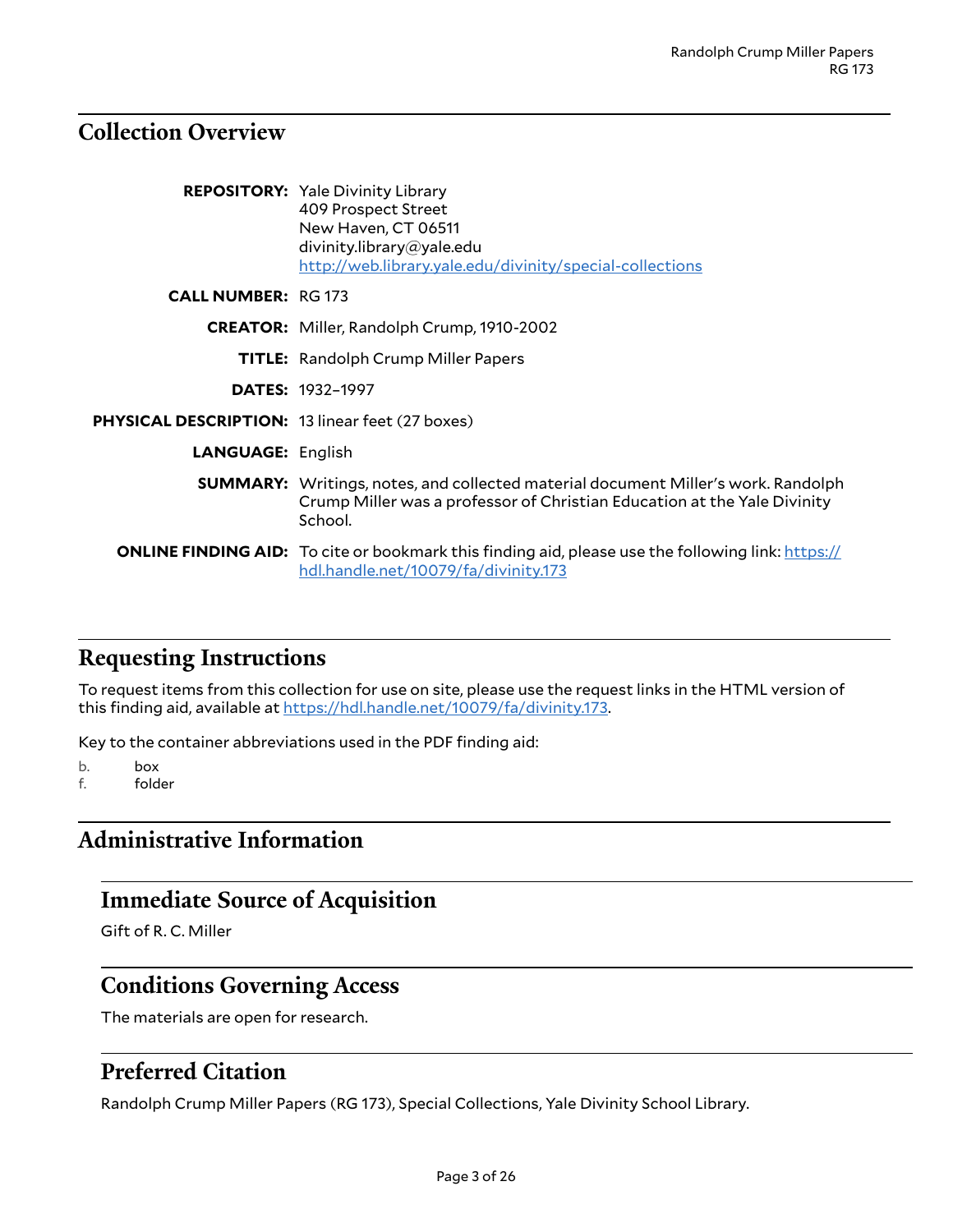## Collection Overview

**REPOSITORY:** Yale Divinity Library
409 Prospect Street
New Haven, CT 06511
divinity.library@yale.edu
http://web.library.yale.edu/divinity/special-collections

**CALL NUMBER:** RG 173

**CREATOR:** Miller, Randolph Crump, 1910-2002

**TITLE:** Randolph Crump Miller Papers

**DATES:** 1932–1997

**PHYSICAL DESCRIPTION:** 13 linear feet (27 boxes)

**LANGUAGE:** English

**SUMMARY:** Writings, notes, and collected material document Miller's work. Randolph Crump Miller was a professor of Christian Education at the Yale Divinity School.

**ONLINE FINDING AID:** To cite or bookmark this finding aid, please use the following link: https://hdl.handle.net/10079/fa/divinity.173

## Requesting Instructions

To request items from this collection for use on site, please use the request links in the HTML version of this finding aid, available at https://hdl.handle.net/10079/fa/divinity.173.

Key to the container abbreviations used in the PDF finding aid:

b. box
f. folder

## Administrative Information

### Immediate Source of Acquisition

Gift of R. C. Miller

### Conditions Governing Access

The materials are open for research.

### Preferred Citation

Randolph Crump Miller Papers (RG 173), Special Collections, Yale Divinity School Library.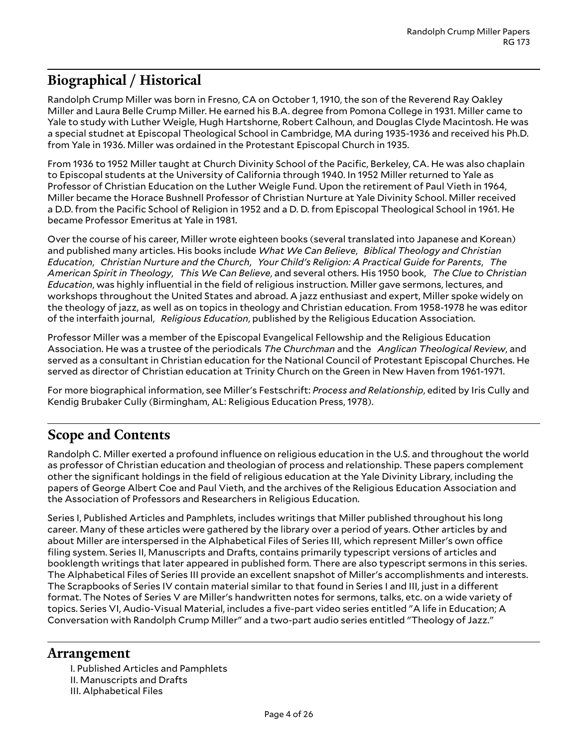## Biographical / Historical

Randolph Crump Miller was born in Fresno, CA on October 1, 1910, the son of the Reverend Ray Oakley Miller and Laura Belle Crump Miller. He earned his B.A. degree from Pomona College in 1931. Miller came to Yale to study with Luther Weigle, Hugh Hartshorne, Robert Calhoun, and Douglas Clyde Macintosh. He was a special studnet at Episcopal Theological School in Cambridge, MA during 1935-1936 and received his Ph.D. from Yale in 1936. Miller was ordained in the Protestant Episcopal Church in 1935.

From 1936 to 1952 Miller taught at Church Divinity School of the Pacific, Berkeley, CA. He was also chaplain to Episcopal students at the University of California through 1940. In 1952 Miller returned to Yale as Professor of Christian Education on the Luther Weigle Fund. Upon the retirement of Paul Vieth in 1964, Miller became the Horace Bushnell Professor of Christian Nurture at Yale Divinity School. Miller received a D.D. from the Pacific School of Religion in 1952 and a D. D. from Episcopal Theological School in 1961. He became Professor Emeritus at Yale in 1981.

Over the course of his career, Miller wrote eighteen books (several translated into Japanese and Korean) and published many articles. His books include *What We Can Believe*, *Biblical Theology and Christian Education*, *Christian Nurture and the Church*, *Your Child's Religion: A Practical Guide for Parents*, *The American Spirit in Theology*, *This We Can Believe*, and several others. His 1950 book, *The Clue to Christian Education*, was highly influential in the field of religious instruction. Miller gave sermons, lectures, and workshops throughout the United States and abroad. A jazz enthusiast and expert, Miller spoke widely on the theology of jazz, as well as on topics in theology and Christian education. From 1958-1978 he was editor of the interfaith journal, *Religious Education*, published by the Religious Education Association.

Professor Miller was a member of the Episcopal Evangelical Fellowship and the Religious Education Association. He was a trustee of the periodicals *The Churchman* and the *Anglican Theological Review*, and served as a consultant in Christian education for the National Council of Protestant Episcopal Churches. He served as director of Christian education at Trinity Church on the Green in New Haven from 1961-1971.

For more biographical information, see Miller's Festschrift: *Process and Relationship*, edited by Iris Cully and Kendig Brubaker Cully (Birmingham, AL: Religious Education Press, 1978).

## Scope and Contents

Randolph C. Miller exerted a profound influence on religious education in the U.S. and throughout the world as professor of Christian education and theologian of process and relationship. These papers complement other the significant holdings in the field of religious education at the Yale Divinity Library, including the papers of George Albert Coe and Paul Vieth, and the archives of the Religious Education Association and the Association of Professors and Researchers in Religious Education.

Series I, Published Articles and Pamphlets, includes writings that Miller published throughout his long career. Many of these articles were gathered by the library over a period of years. Other articles by and about Miller are interspersed in the Alphabetical Files of Series III, which represent Miller's own office filing system. Series II, Manuscripts and Drafts, contains primarily typescript versions of articles and booklength writings that later appeared in published form. There are also typescript sermons in this series. The Alphabetical Files of Series III provide an excellent snapshot of Miller's accomplishments and interests. The Scrapbooks of Series IV contain material similar to that found in Series I and III, just in a different format. The Notes of Series V are Miller's handwritten notes for sermons, talks, etc. on a wide variety of topics. Series VI, Audio-Visual Material, includes a five-part video series entitled "A life in Education; A Conversation with Randolph Crump Miller" and a two-part audio series entitled "Theology of Jazz."

## Arrangement

I. Published Articles and Pamphlets
II. Manuscripts and Drafts
III. Alphabetical Files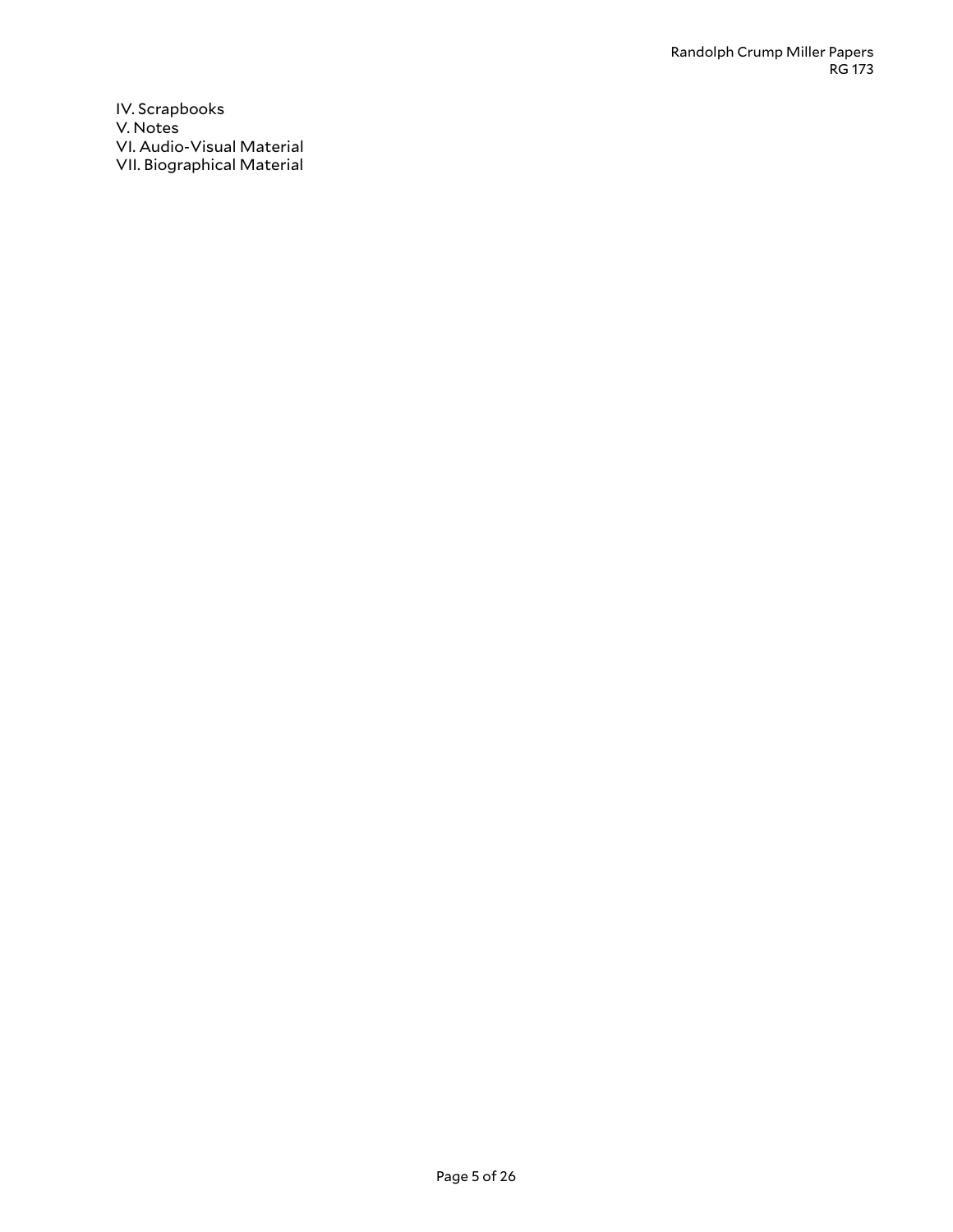IV. Scrapbooks
V. Notes
VI. Audio-Visual Material
VII. Biographical Material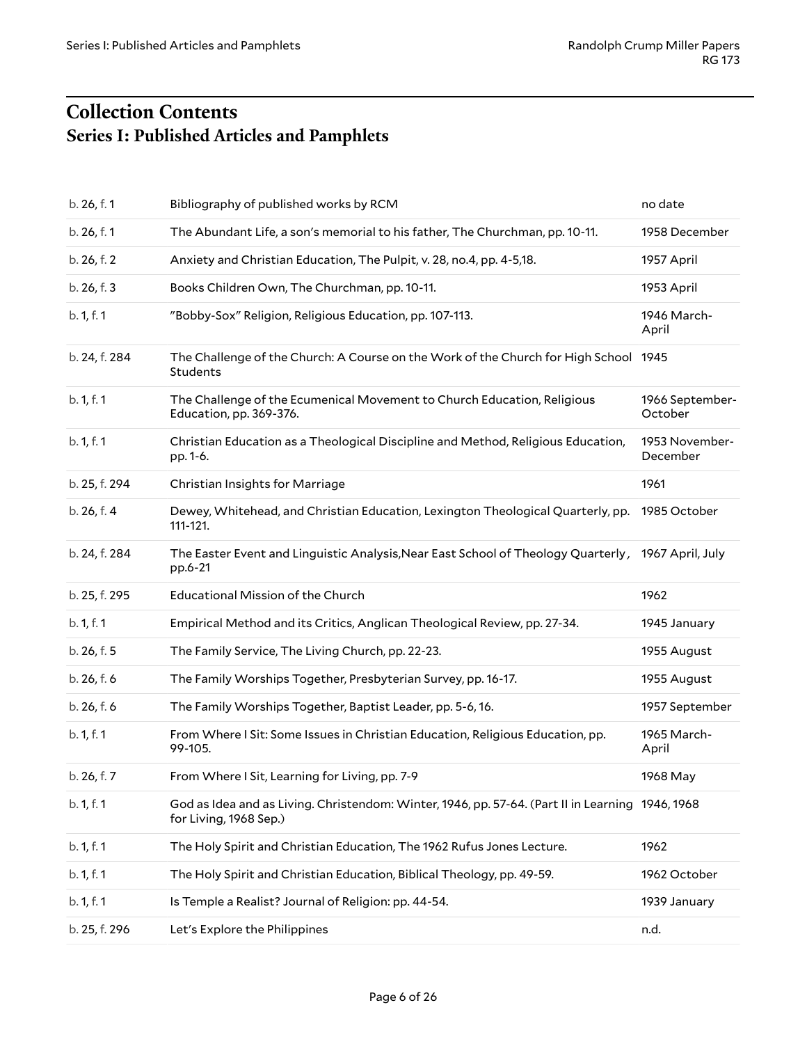## Collection Contents

### Series I: Published Articles and Pamphlets

| | | |
|---|---|---|
| b. 26, f. 1 | Bibliography of published works by RCM | no date |
| b. 26, f. 1 | The Abundant Life, a son's memorial to his father, The Churchman, pp. 10-11. | 1958 December |
| b. 26, f. 2 | Anxiety and Christian Education, The Pulpit, v. 28, no.4, pp. 4-5,18. | 1957 April |
| b. 26, f. 3 | Books Children Own, The Churchman, pp. 10-11. | 1953 April |
| b. 1, f. 1 | "Bobby-Sox" Religion, Religious Education, pp. 107-113. | 1946 March-April |
| b. 24, f. 284 | The Challenge of the Church: A Course on the Work of the Church for High School Students | 1945 |
| b. 1, f. 1 | The Challenge of the Ecumenical Movement to Church Education, Religious Education, pp. 369-376. | 1966 September-October |
| b. 1, f. 1 | Christian Education as a Theological Discipline and Method, Religious Education, pp. 1-6. | 1953 November-December |
| b. 25, f. 294 | Christian Insights for Marriage | 1961 |
| b. 26, f. 4 | Dewey, Whitehead, and Christian Education, Lexington Theological Quarterly, pp. 111-121. | 1985 October |
| b. 24, f. 284 | The Easter Event and Linguistic Analysis,Near East School of Theology Quarterly, pp.6-21 | 1967 April, July |
| b. 25, f. 295 | Educational Mission of the Church | 1962 |
| b. 1, f. 1 | Empirical Method and its Critics, Anglican Theological Review, pp. 27-34. | 1945 January |
| b. 26, f. 5 | The Family Service, The Living Church, pp. 22-23. | 1955 August |
| b. 26, f. 6 | The Family Worships Together, Presbyterian Survey, pp. 16-17. | 1955 August |
| b. 26, f. 6 | The Family Worships Together, Baptist Leader, pp. 5-6, 16. | 1957 September |
| b. 1, f. 1 | From Where I Sit: Some Issues in Christian Education, Religious Education, pp. 99-105. | 1965 March-April |
| b. 26, f. 7 | From Where I Sit, Learning for Living, pp. 7-9 | 1968 May |
| b. 1, f. 1 | God as Idea and as Living. Christendom: Winter, 1946, pp. 57-64. (Part II in Learning for Living, 1968 Sep.) | 1946, 1968 |
| b. 1, f. 1 | The Holy Spirit and Christian Education, The 1962 Rufus Jones Lecture. | 1962 |
| b. 1, f. 1 | The Holy Spirit and Christian Education, Biblical Theology, pp. 49-59. | 1962 October |
| b. 1, f. 1 | Is Temple a Realist? Journal of Religion: pp. 44-54. | 1939 January |
| b. 25, f. 296 | Let's Explore the Philippines | n.d. |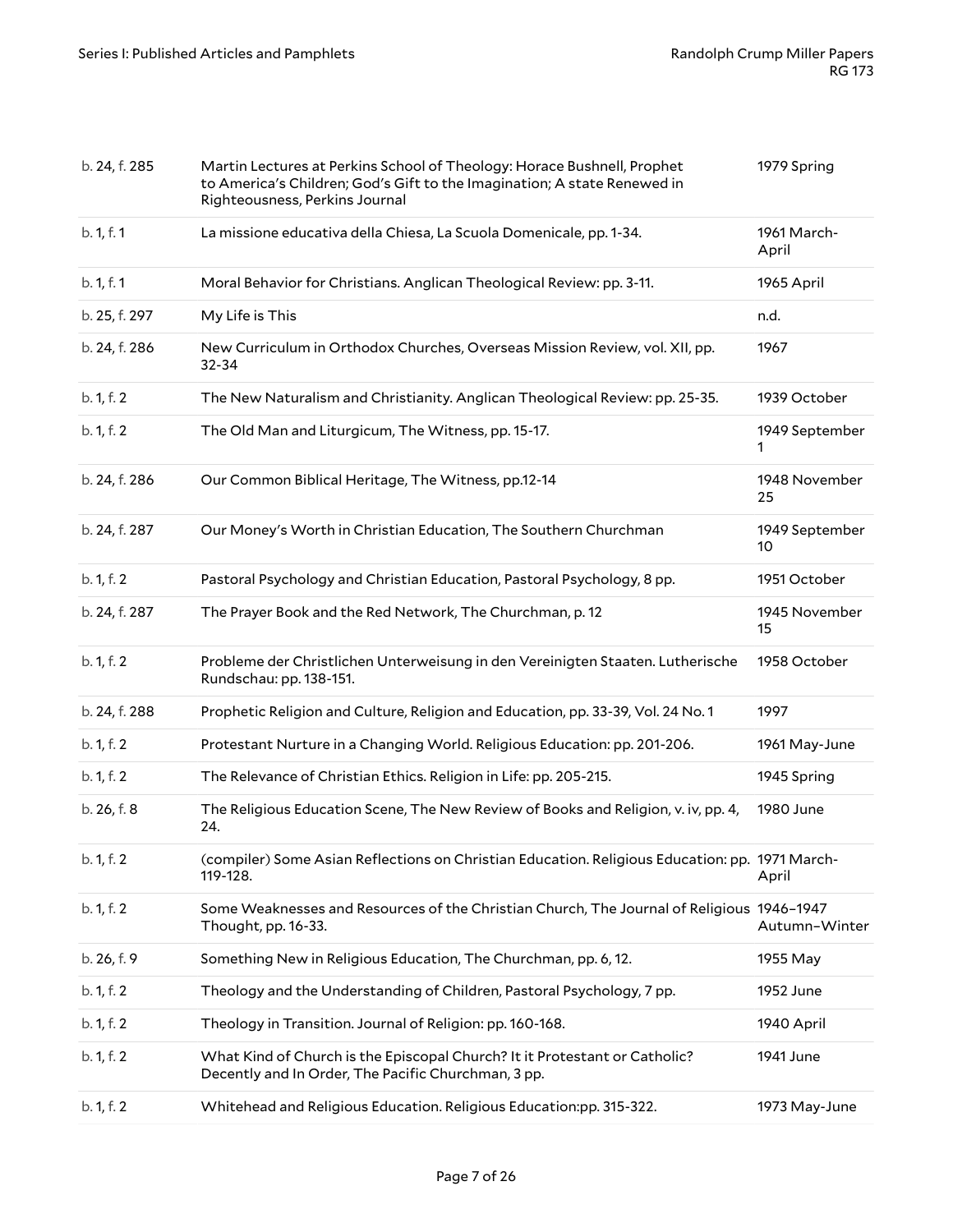| | | |
|---|---|---|
| b. 24, f. 285 | Martin Lectures at Perkins School of Theology: Horace Bushnell, Prophet to America's Children; God's Gift to the Imagination; A state Renewed in Righteousness, Perkins Journal | 1979 Spring |
| b. 1, f. 1 | La missione educativa della Chiesa, La Scuola Domenicale, pp. 1-34. | 1961 March-April |
| b. 1, f. 1 | Moral Behavior for Christians. Anglican Theological Review: pp. 3-11. | 1965 April |
| b. 25, f. 297 | My Life is This | n.d. |
| b. 24, f. 286 | New Curriculum in Orthodox Churches, Overseas Mission Review, vol. XII, pp. 32-34 | 1967 |
| b. 1, f. 2 | The New Naturalism and Christianity. Anglican Theological Review: pp. 25-35. | 1939 October |
| b. 1, f. 2 | The Old Man and Liturgicum, The Witness, pp. 15-17. | 1949 September 1 |
| b. 24, f. 286 | Our Common Biblical Heritage, The Witness, pp.12-14 | 1948 November 25 |
| b. 24, f. 287 | Our Money's Worth in Christian Education, The Southern Churchman | 1949 September 10 |
| b. 1, f. 2 | Pastoral Psychology and Christian Education, Pastoral Psychology, 8 pp. | 1951 October |
| b. 24, f. 287 | The Prayer Book and the Red Network, The Churchman, p. 12 | 1945 November 15 |
| b. 1, f. 2 | Probleme der Christlichen Unterweisung in den Vereinigten Staaten. Lutherische Rundschau: pp. 138-151. | 1958 October |
| b. 24, f. 288 | Prophetic Religion and Culture, Religion and Education, pp. 33-39, Vol. 24 No. 1 | 1997 |
| b. 1, f. 2 | Protestant Nurture in a Changing World. Religious Education: pp. 201-206. | 1961 May-June |
| b. 1, f. 2 | The Relevance of Christian Ethics. Religion in Life: pp. 205-215. | 1945 Spring |
| b. 26, f. 8 | The Religious Education Scene, The New Review of Books and Religion, v. iv, pp. 4, 24. | 1980 June |
| b. 1, f. 2 | (compiler) Some Asian Reflections on Christian Education. Religious Education: pp. 119-128. | 1971 March-April |
| b. 1, f. 2 | Some Weaknesses and Resources of the Christian Church, The Journal of Religious Thought, pp. 16-33. | 1946–1947 Autumn–Winter |
| b. 26, f. 9 | Something New in Religious Education, The Churchman, pp. 6, 12. | 1955 May |
| b. 1, f. 2 | Theology and the Understanding of Children, Pastoral Psychology, 7 pp. | 1952 June |
| b. 1, f. 2 | Theology in Transition. Journal of Religion: pp. 160-168. | 1940 April |
| b. 1, f. 2 | What Kind of Church is the Episcopal Church? It it Protestant or Catholic? Decently and In Order, The Pacific Churchman, 3 pp. | 1941 June |
| b. 1, f. 2 | Whitehead and Religious Education. Religious Education:pp. 315-322. | 1973 May-June |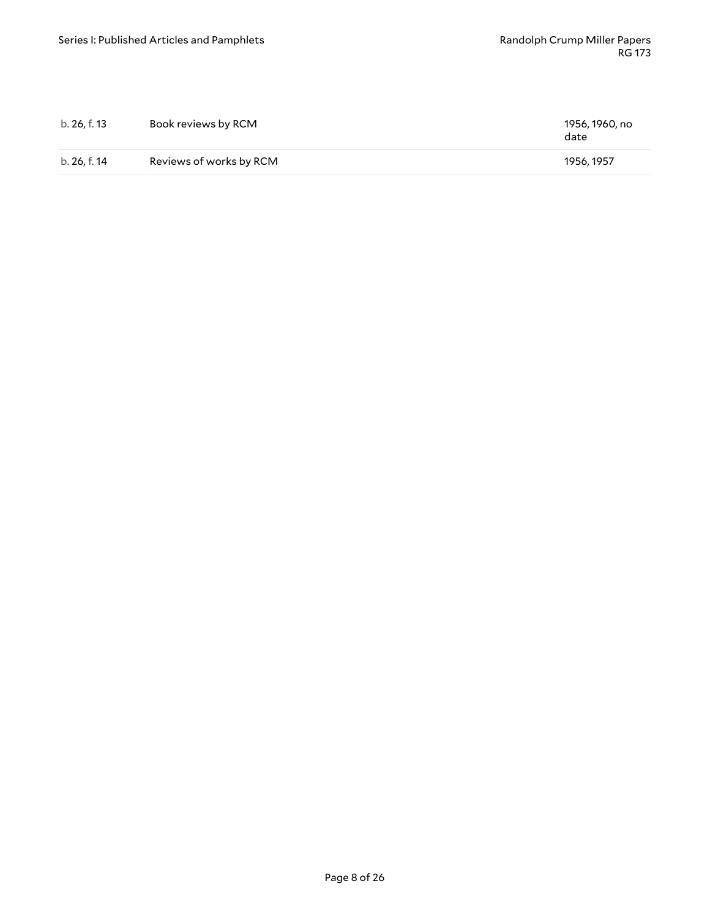| | | |
|---|---|---|
| b. 26, f. 13 | Book reviews by RCM | 1956, 1960, no date |
| b. 26, f. 14 | Reviews of works by RCM | 1956, 1957 |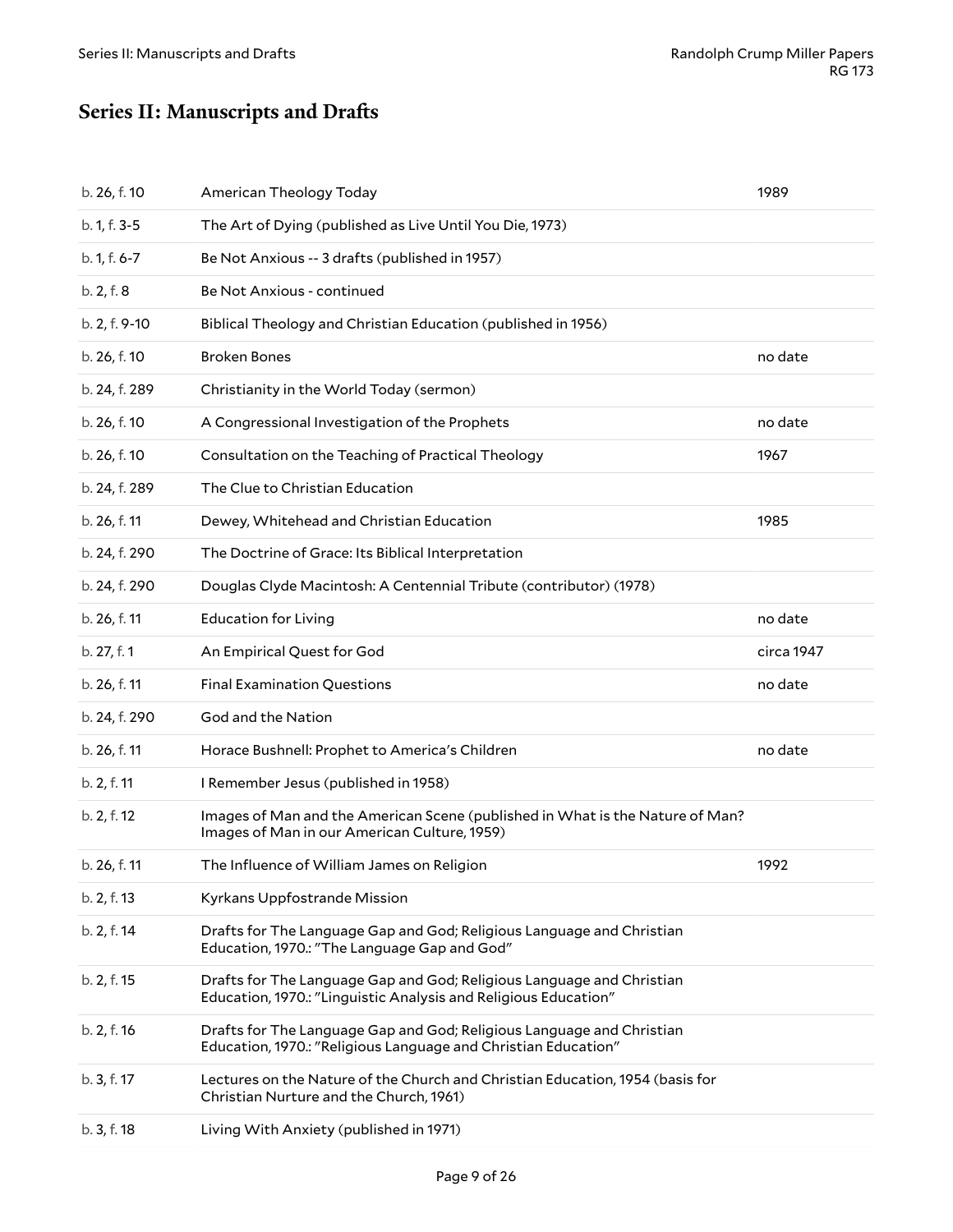# Series II: Manuscripts and Drafts

| | | |
|---|---|---|
| b. 26, f. 10 | American Theology Today | 1989 |
| b. 1, f. 3-5 | The Art of Dying (published as Live Until You Die, 1973) | |
| b. 1, f. 6-7 | Be Not Anxious -- 3 drafts (published in 1957) | |
| b. 2, f. 8 | Be Not Anxious - continued | |
| b. 2, f. 9-10 | Biblical Theology and Christian Education (published in 1956) | |
| b. 26, f. 10 | Broken Bones | no date |
| b. 24, f. 289 | Christianity in the World Today (sermon) | |
| b. 26, f. 10 | A Congressional Investigation of the Prophets | no date |
| b. 26, f. 10 | Consultation on the Teaching of Practical Theology | 1967 |
| b. 24, f. 289 | The Clue to Christian Education | |
| b. 26, f. 11 | Dewey, Whitehead and Christian Education | 1985 |
| b. 24, f. 290 | The Doctrine of Grace: Its Biblical Interpretation | |
| b. 24, f. 290 | Douglas Clyde Macintosh: A Centennial Tribute (contributor) (1978) | |
| b. 26, f. 11 | Education for Living | no date |
| b. 27, f. 1 | An Empirical Quest for God | circa 1947 |
| b. 26, f. 11 | Final Examination Questions | no date |
| b. 24, f. 290 | God and the Nation | |
| b. 26, f. 11 | Horace Bushnell: Prophet to America's Children | no date |
| b. 2, f. 11 | I Remember Jesus (published in 1958) | |
| b. 2, f. 12 | Images of Man and the American Scene (published in What is the Nature of Man? Images of Man in our American Culture, 1959) | |
| b. 26, f. 11 | The Influence of William James on Religion | 1992 |
| b. 2, f. 13 | Kyrkans Uppfostrande Mission | |
| b. 2, f. 14 | Drafts for The Language Gap and God; Religious Language and Christian Education, 1970.: "The Language Gap and God" | |
| b. 2, f. 15 | Drafts for The Language Gap and God; Religious Language and Christian Education, 1970.: "Linguistic Analysis and Religious Education" | |
| b. 2, f. 16 | Drafts for The Language Gap and God; Religious Language and Christian Education, 1970.: "Religious Language and Christian Education" | |
| b. 3, f. 17 | Lectures on the Nature of the Church and Christian Education, 1954 (basis for Christian Nurture and the Church, 1961) | |
| b. 3, f. 18 | Living With Anxiety (published in 1971) | |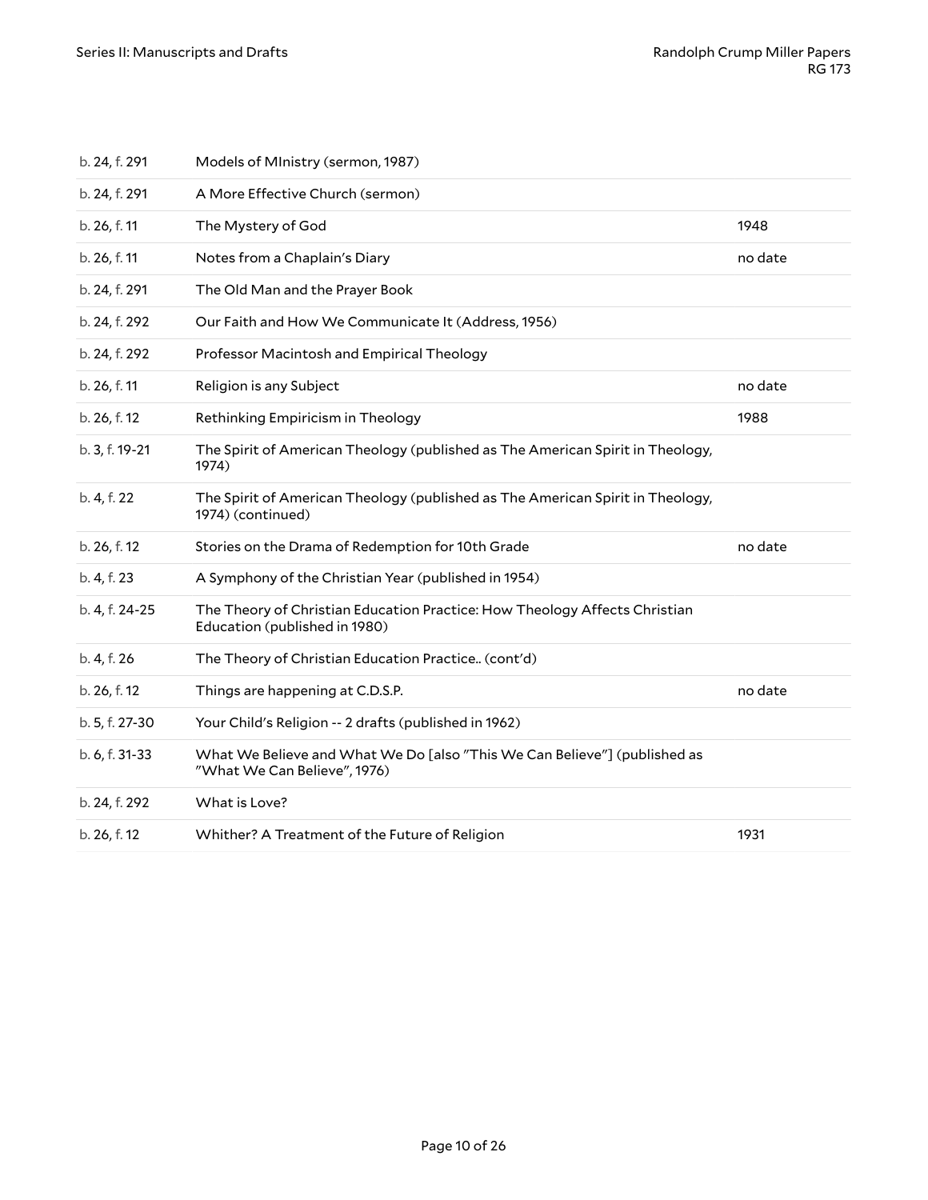| | | |
|---|---|---|
| b. 24, f. 291 | Models of MInistry (sermon, 1987) | |
| b. 24, f. 291 | A More Effective Church (sermon) | |
| b. 26, f. 11 | The Mystery of God | 1948 |
| b. 26, f. 11 | Notes from a Chaplain's Diary | no date |
| b. 24, f. 291 | The Old Man and the Prayer Book | |
| b. 24, f. 292 | Our Faith and How We Communicate It (Address, 1956) | |
| b. 24, f. 292 | Professor Macintosh and Empirical Theology | |
| b. 26, f. 11 | Religion is any Subject | no date |
| b. 26, f. 12 | Rethinking Empiricism in Theology | 1988 |
| b. 3, f. 19-21 | The Spirit of American Theology (published as The American Spirit in Theology, 1974) | |
| b. 4, f. 22 | The Spirit of American Theology (published as The American Spirit in Theology, 1974) (continued) | |
| b. 26, f. 12 | Stories on the Drama of Redemption for 10th Grade | no date |
| b. 4, f. 23 | A Symphony of the Christian Year (published in 1954) | |
| b. 4, f. 24-25 | The Theory of Christian Education Practice: How Theology Affects Christian Education (published in 1980) | |
| b. 4, f. 26 | The Theory of Christian Education Practice.. (cont'd) | |
| b. 26, f. 12 | Things are happening at C.D.S.P. | no date |
| b. 5, f. 27-30 | Your Child's Religion -- 2 drafts (published in 1962) | |
| b. 6, f. 31-33 | What We Believe and What We Do [also "This We Can Believe"] (published as "What We Can Believe", 1976) | |
| b. 24, f. 292 | What is Love? | |
| b. 26, f. 12 | Whither? A Treatment of the Future of Religion | 1931 |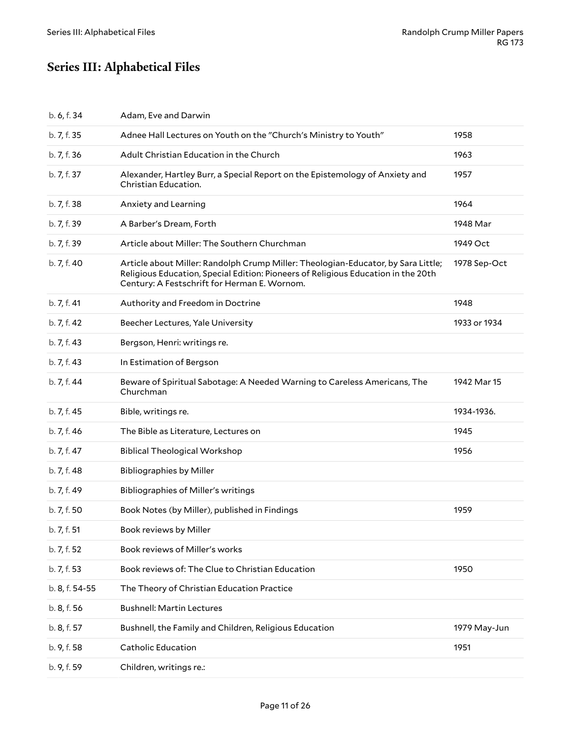## Series III: Alphabetical Files

| | | |
|---|---|---|
| b. 6, f. 34 | Adam, Eve and Darwin | |
| b. 7, f. 35 | Adnee Hall Lectures on Youth on the "Church's Ministry to Youth" | 1958 |
| b. 7, f. 36 | Adult Christian Education in the Church | 1963 |
| b. 7, f. 37 | Alexander, Hartley Burr, a Special Report on the Epistemology of Anxiety and Christian Education. | 1957 |
| b. 7, f. 38 | Anxiety and Learning | 1964 |
| b. 7, f. 39 | A Barber's Dream, Forth | 1948 Mar |
| b. 7, f. 39 | Article about Miller: The Southern Churchman | 1949 Oct |
| b. 7, f. 40 | Article about Miller: Randolph Crump Miller: Theologian-Educator, by Sara Little; Religious Education, Special Edition: Pioneers of Religious Education in the 20th Century: A Festschrift for Herman E. Wornom. | 1978 Sep-Oct |
| b. 7, f. 41 | Authority and Freedom in Doctrine | 1948 |
| b. 7, f. 42 | Beecher Lectures, Yale University | 1933 or 1934 |
| b. 7, f. 43 | Bergson, Henri: writings re. | |
| b. 7, f. 43 | In Estimation of Bergson | |
| b. 7, f. 44 | Beware of Spiritual Sabotage: A Needed Warning to Careless Americans, The Churchman | 1942 Mar 15 |
| b. 7, f. 45 | Bible, writings re. | 1934-1936. |
| b. 7, f. 46 | The Bible as Literature, Lectures on | 1945 |
| b. 7, f. 47 | Biblical Theological Workshop | 1956 |
| b. 7, f. 48 | Bibliographies by Miller | |
| b. 7, f. 49 | Bibliographies of Miller's writings | |
| b. 7, f. 50 | Book Notes (by Miller), published in Findings | 1959 |
| b. 7, f. 51 | Book reviews by Miller | |
| b. 7, f. 52 | Book reviews of Miller's works | |
| b. 7, f. 53 | Book reviews of: The Clue to Christian Education | 1950 |
| b. 8, f. 54-55 | The Theory of Christian Education Practice | |
| b. 8, f. 56 | Bushnell: Martin Lectures | |
| b. 8, f. 57 | Bushnell, the Family and Children, Religious Education | 1979 May-Jun |
| b. 9, f. 58 | Catholic Education | 1951 |
| b. 9, f. 59 | Children, writings re.: | |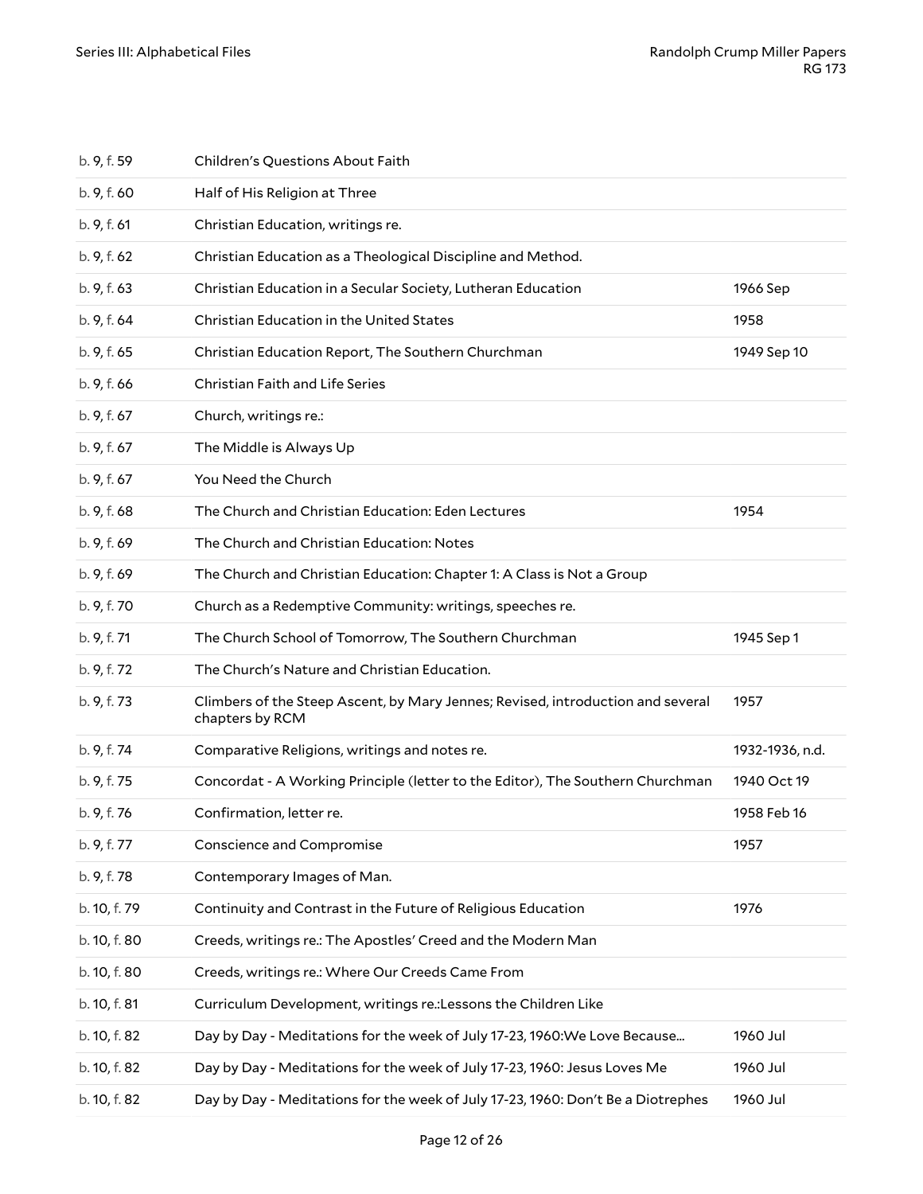| | | |
|---|---|---|
| b. 9, f. 59 | Children's Questions About Faith | |
| b. 9, f. 60 | Half of His Religion at Three | |
| b. 9, f. 61 | Christian Education, writings re. | |
| b. 9, f. 62 | Christian Education as a Theological Discipline and Method. | |
| b. 9, f. 63 | Christian Education in a Secular Society, Lutheran Education | 1966 Sep |
| b. 9, f. 64 | Christian Education in the United States | 1958 |
| b. 9, f. 65 | Christian Education Report, The Southern Churchman | 1949 Sep 10 |
| b. 9, f. 66 | Christian Faith and Life Series | |
| b. 9, f. 67 | Church, writings re.: | |
| b. 9, f. 67 | The Middle is Always Up | |
| b. 9, f. 67 | You Need the Church | |
| b. 9, f. 68 | The Church and Christian Education: Eden Lectures | 1954 |
| b. 9, f. 69 | The Church and Christian Education: Notes | |
| b. 9, f. 69 | The Church and Christian Education: Chapter 1: A Class is Not a Group | |
| b. 9, f. 70 | Church as a Redemptive Community: writings, speeches re. | |
| b. 9, f. 71 | The Church School of Tomorrow, The Southern Churchman | 1945 Sep 1 |
| b. 9, f. 72 | The Church's Nature and Christian Education. | |
| b. 9, f. 73 | Climbers of the Steep Ascent, by Mary Jennes; Revised, introduction and several chapters by RCM | 1957 |
| b. 9, f. 74 | Comparative Religions, writings and notes re. | 1932-1936, n.d. |
| b. 9, f. 75 | Concordat - A Working Principle (letter to the Editor), The Southern Churchman | 1940 Oct 19 |
| b. 9, f. 76 | Confirmation, letter re. | 1958 Feb 16 |
| b. 9, f. 77 | Conscience and Compromise | 1957 |
| b. 9, f. 78 | Contemporary Images of Man. | |
| b. 10, f. 79 | Continuity and Contrast in the Future of Religious Education | 1976 |
| b. 10, f. 80 | Creeds, writings re.: The Apostles' Creed and the Modern Man | |
| b. 10, f. 80 | Creeds, writings re.: Where Our Creeds Came From | |
| b. 10, f. 81 | Curriculum Development, writings re.:Lessons the Children Like | |
| b. 10, f. 82 | Day by Day - Meditations for the week of July 17-23, 1960:We Love Because... | 1960 Jul |
| b. 10, f. 82 | Day by Day - Meditations for the week of July 17-23, 1960: Jesus Loves Me | 1960 Jul |
| b. 10, f. 82 | Day by Day - Meditations for the week of July 17-23, 1960: Don't Be a Diotrephes | 1960 Jul |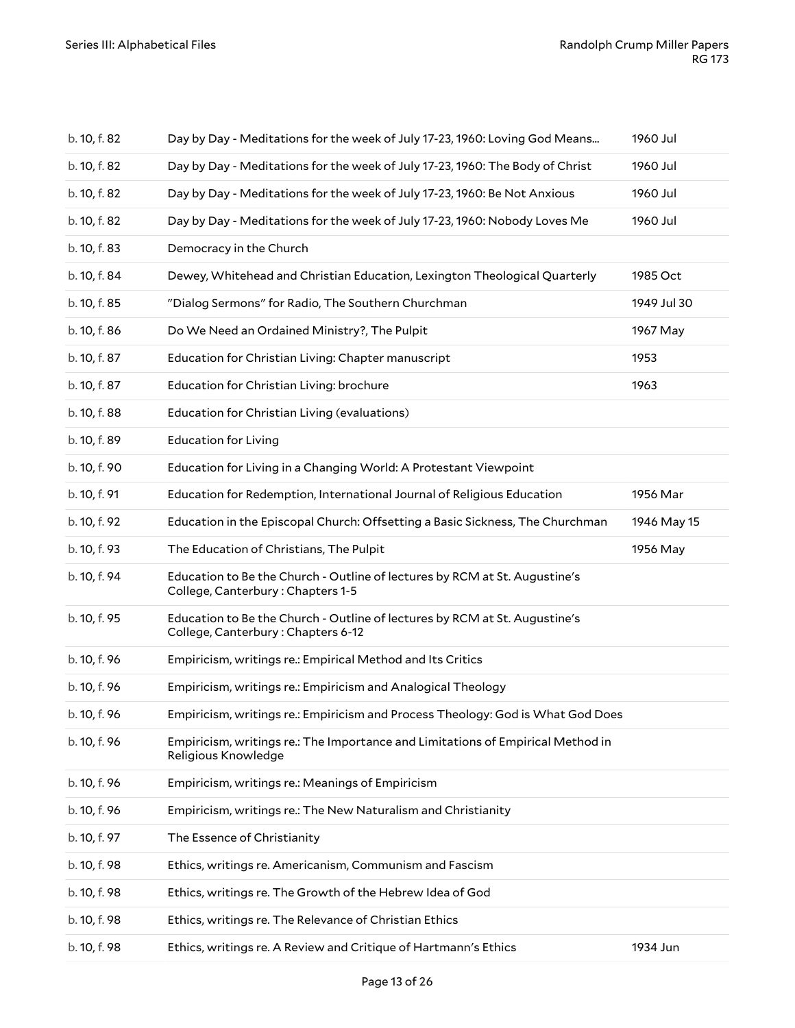| | | |
|---|---|---|
| b. 10, f. 82 | Day by Day - Meditations for the week of July 17-23, 1960: Loving God Means... | 1960 Jul |
| b. 10, f. 82 | Day by Day - Meditations for the week of July 17-23, 1960: The Body of Christ | 1960 Jul |
| b. 10, f. 82 | Day by Day - Meditations for the week of July 17-23, 1960: Be Not Anxious | 1960 Jul |
| b. 10, f. 82 | Day by Day - Meditations for the week of July 17-23, 1960: Nobody Loves Me | 1960 Jul |
| b. 10, f. 83 | Democracy in the Church | |
| b. 10, f. 84 | Dewey, Whitehead and Christian Education, Lexington Theological Quarterly | 1985 Oct |
| b. 10, f. 85 | "Dialog Sermons" for Radio, The Southern Churchman | 1949 Jul 30 |
| b. 10, f. 86 | Do We Need an Ordained Ministry?, The Pulpit | 1967 May |
| b. 10, f. 87 | Education for Christian Living: Chapter manuscript | 1953 |
| b. 10, f. 87 | Education for Christian Living: brochure | 1963 |
| b. 10, f. 88 | Education for Christian Living (evaluations) | |
| b. 10, f. 89 | Education for Living | |
| b. 10, f. 90 | Education for Living in a Changing World: A Protestant Viewpoint | |
| b. 10, f. 91 | Education for Redemption, International Journal of Religious Education | 1956 Mar |
| b. 10, f. 92 | Education in the Episcopal Church: Offsetting a Basic Sickness, The Churchman | 1946 May 15 |
| b. 10, f. 93 | The Education of Christians, The Pulpit | 1956 May |
| b. 10, f. 94 | Education to Be the Church - Outline of lectures by RCM at St. Augustine's College, Canterbury : Chapters 1-5 | |
| b. 10, f. 95 | Education to Be the Church - Outline of lectures by RCM at St. Augustine's College, Canterbury : Chapters 6-12 | |
| b. 10, f. 96 | Empiricism, writings re.: Empirical Method and Its Critics | |
| b. 10, f. 96 | Empiricism, writings re.: Empiricism and Analogical Theology | |
| b. 10, f. 96 | Empiricism, writings re.: Empiricism and Process Theology: God is What God Does | |
| b. 10, f. 96 | Empiricism, writings re.: The Importance and Limitations of Empirical Method in Religious Knowledge | |
| b. 10, f. 96 | Empiricism, writings re.: Meanings of Empiricism | |
| b. 10, f. 96 | Empiricism, writings re.: The New Naturalism and Christianity | |
| b. 10, f. 97 | The Essence of Christianity | |
| b. 10, f. 98 | Ethics, writings re. Americanism, Communism and Fascism | |
| b. 10, f. 98 | Ethics, writings re. The Growth of the Hebrew Idea of God | |
| b. 10, f. 98 | Ethics, writings re. The Relevance of Christian Ethics | |
| b. 10, f. 98 | Ethics, writings re. A Review and Critique of Hartmann's Ethics | 1934 Jun |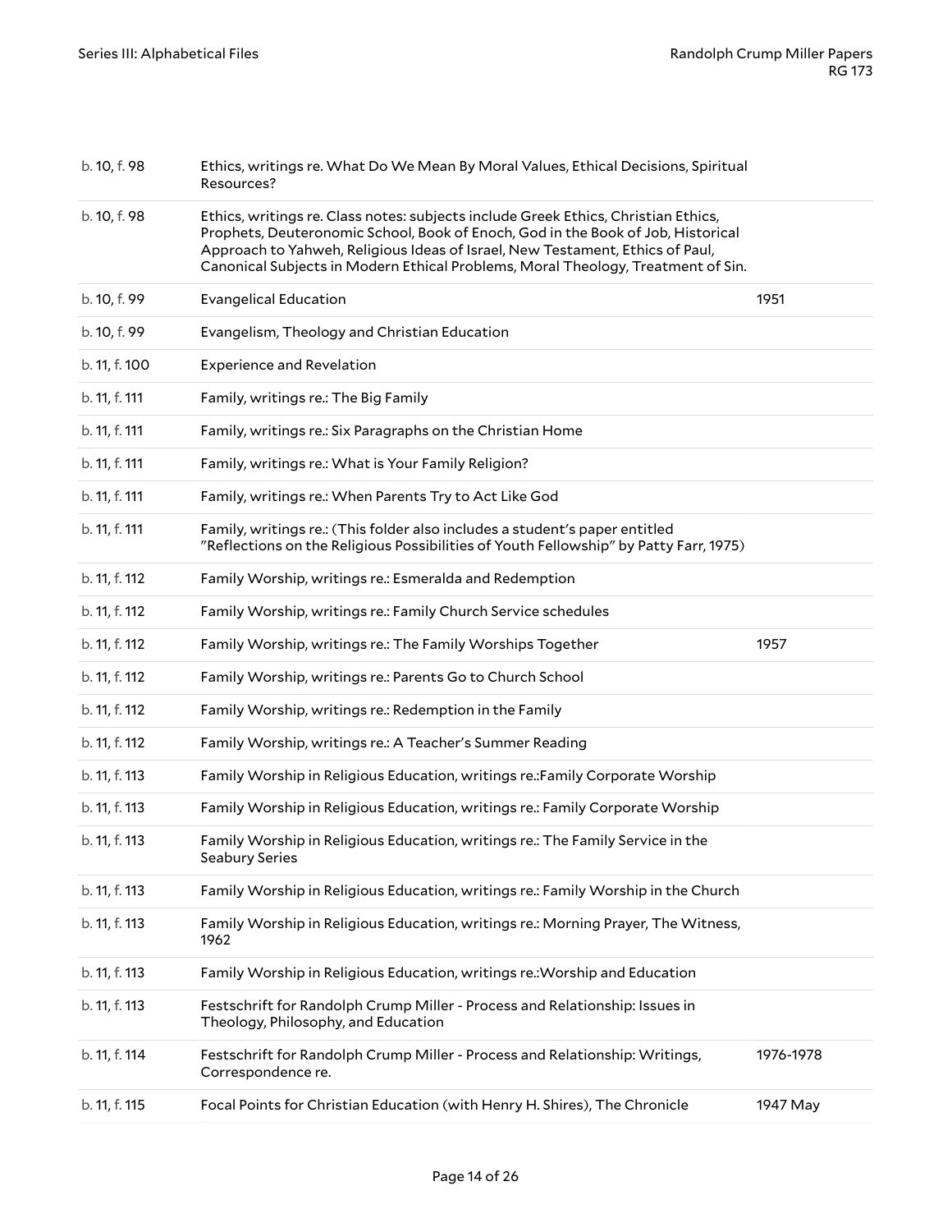| | | |
|---|---|---|
| b. 10, f. 98 | Ethics, writings re. What Do We Mean By Moral Values, Ethical Decisions, Spiritual Resources? | |
| b. 10, f. 98 | Ethics, writings re. Class notes: subjects include Greek Ethics, Christian Ethics, Prophets, Deuteronomic School, Book of Enoch, God in the Book of Job, Historical Approach to Yahweh, Religious Ideas of Israel, New Testament, Ethics of Paul, Canonical Subjects in Modern Ethical Problems, Moral Theology, Treatment of Sin. | |
| b. 10, f. 99 | Evangelical Education | 1951 |
| b. 10, f. 99 | Evangelism, Theology and Christian Education | |
| b. 11, f. 100 | Experience and Revelation | |
| b. 11, f. 111 | Family, writings re.: The Big Family | |
| b. 11, f. 111 | Family, writings re.: Six Paragraphs on the Christian Home | |
| b. 11, f. 111 | Family, writings re.: What is Your Family Religion? | |
| b. 11, f. 111 | Family, writings re.: When Parents Try to Act Like God | |
| b. 11, f. 111 | Family, writings re.: (This folder also includes a student's paper entitled "Reflections on the Religious Possibilities of Youth Fellowship" by Patty Farr, 1975) | |
| b. 11, f. 112 | Family Worship, writings re.: Esmeralda and Redemption | |
| b. 11, f. 112 | Family Worship, writings re.: Family Church Service schedules | |
| b. 11, f. 112 | Family Worship, writings re.: The Family Worships Together | 1957 |
| b. 11, f. 112 | Family Worship, writings re.: Parents Go to Church School | |
| b. 11, f. 112 | Family Worship, writings re.: Redemption in the Family | |
| b. 11, f. 112 | Family Worship, writings re.: A Teacher's Summer Reading | |
| b. 11, f. 113 | Family Worship in Religious Education, writings re.:Family Corporate Worship | |
| b. 11, f. 113 | Family Worship in Religious Education, writings re.: Family Corporate Worship | |
| b. 11, f. 113 | Family Worship in Religious Education, writings re.: The Family Service in the Seabury Series | |
| b. 11, f. 113 | Family Worship in Religious Education, writings re.: Family Worship in the Church | |
| b. 11, f. 113 | Family Worship in Religious Education, writings re.: Morning Prayer, The Witness, 1962 | |
| b. 11, f. 113 | Family Worship in Religious Education, writings re.:Worship and Education | |
| b. 11, f. 113 | Festschrift for Randolph Crump Miller - Process and Relationship: Issues in Theology, Philosophy, and Education | |
| b. 11, f. 114 | Festschrift for Randolph Crump Miller - Process and Relationship: Writings, Correspondence re. | 1976-1978 |
| b. 11, f. 115 | Focal Points for Christian Education (with Henry H. Shires), The Chronicle | 1947 May |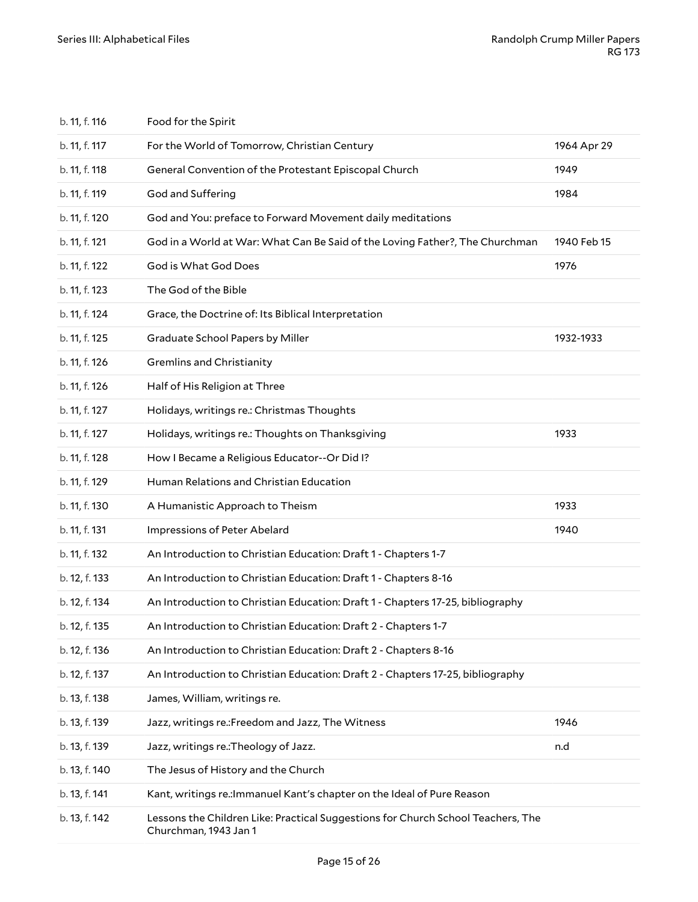| | | |
|---|---|---|
| b. 11, f. 116 | Food for the Spirit | |
| b. 11, f. 117 | For the World of Tomorrow, Christian Century | 1964 Apr 29 |
| b. 11, f. 118 | General Convention of the Protestant Episcopal Church | 1949 |
| b. 11, f. 119 | God and Suffering | 1984 |
| b. 11, f. 120 | God and You: preface to Forward Movement daily meditations | |
| b. 11, f. 121 | God in a World at War: What Can Be Said of the Loving Father?, The Churchman | 1940 Feb 15 |
| b. 11, f. 122 | God is What God Does | 1976 |
| b. 11, f. 123 | The God of the Bible | |
| b. 11, f. 124 | Grace, the Doctrine of: Its Biblical Interpretation | |
| b. 11, f. 125 | Graduate School Papers by Miller | 1932-1933 |
| b. 11, f. 126 | Gremlins and Christianity | |
| b. 11, f. 126 | Half of His Religion at Three | |
| b. 11, f. 127 | Holidays, writings re.: Christmas Thoughts | |
| b. 11, f. 127 | Holidays, writings re.: Thoughts on Thanksgiving | 1933 |
| b. 11, f. 128 | How I Became a Religious Educator--Or Did I? | |
| b. 11, f. 129 | Human Relations and Christian Education | |
| b. 11, f. 130 | A Humanistic Approach to Theism | 1933 |
| b. 11, f. 131 | Impressions of Peter Abelard | 1940 |
| b. 11, f. 132 | An Introduction to Christian Education: Draft 1 - Chapters 1-7 | |
| b. 12, f. 133 | An Introduction to Christian Education: Draft 1 - Chapters 8-16 | |
| b. 12, f. 134 | An Introduction to Christian Education: Draft 1 - Chapters 17-25, bibliography | |
| b. 12, f. 135 | An Introduction to Christian Education: Draft 2 - Chapters 1-7 | |
| b. 12, f. 136 | An Introduction to Christian Education: Draft 2 - Chapters 8-16 | |
| b. 12, f. 137 | An Introduction to Christian Education: Draft 2 - Chapters 17-25, bibliography | |
| b. 13, f. 138 | James, William, writings re. | |
| b. 13, f. 139 | Jazz, writings re.:Freedom and Jazz, The Witness | 1946 |
| b. 13, f. 139 | Jazz, writings re.:Theology of Jazz. | n.d |
| b. 13, f. 140 | The Jesus of History and the Church | |
| b. 13, f. 141 | Kant, writings re.:Immanuel Kant's chapter on the Ideal of Pure Reason | |
| b. 13, f. 142 | Lessons the Children Like: Practical Suggestions for Church School Teachers, The Churchman, 1943 Jan 1 | |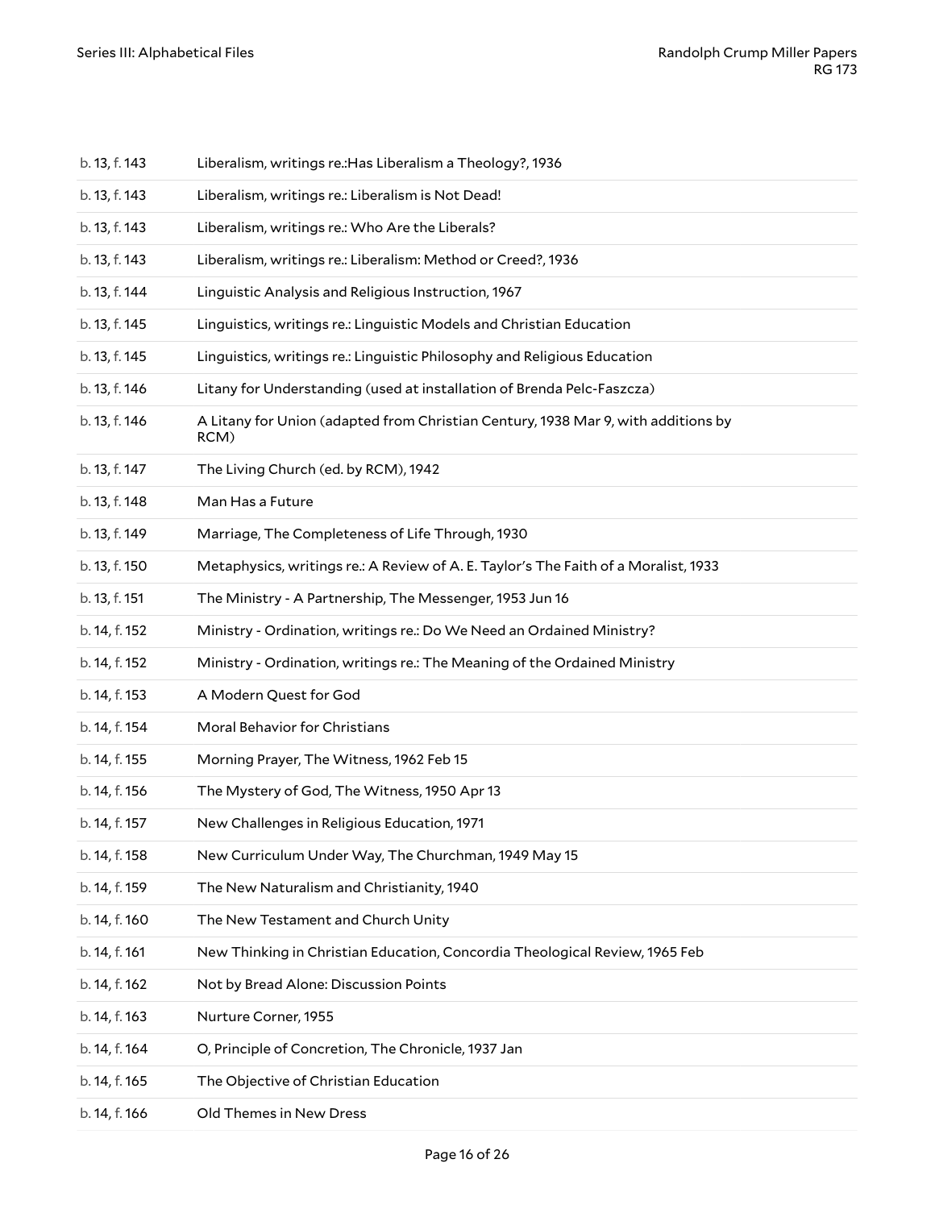| | |
|---|---|
| b. 13, f. 143 | Liberalism, writings re.:Has Liberalism a Theology?, 1936 |
| b. 13, f. 143 | Liberalism, writings re.: Liberalism is Not Dead! |
| b. 13, f. 143 | Liberalism, writings re.: Who Are the Liberals? |
| b. 13, f. 143 | Liberalism, writings re.: Liberalism: Method or Creed?, 1936 |
| b. 13, f. 144 | Linguistic Analysis and Religious Instruction, 1967 |
| b. 13, f. 145 | Linguistics, writings re.: Linguistic Models and Christian Education |
| b. 13, f. 145 | Linguistics, writings re.: Linguistic Philosophy and Religious Education |
| b. 13, f. 146 | Litany for Understanding (used at installation of Brenda Pelc-Faszcza) |
| b. 13, f. 146 | A Litany for Union (adapted from Christian Century, 1938 Mar 9, with additions by RCM) |
| b. 13, f. 147 | The Living Church (ed. by RCM), 1942 |
| b. 13, f. 148 | Man Has a Future |
| b. 13, f. 149 | Marriage, The Completeness of Life Through, 1930 |
| b. 13, f. 150 | Metaphysics, writings re.: A Review of A. E. Taylor's The Faith of a Moralist, 1933 |
| b. 13, f. 151 | The Ministry - A Partnership, The Messenger, 1953 Jun 16 |
| b. 14, f. 152 | Ministry - Ordination, writings re.: Do We Need an Ordained Ministry? |
| b. 14, f. 152 | Ministry - Ordination, writings re.: The Meaning of the Ordained Ministry |
| b. 14, f. 153 | A Modern Quest for God |
| b. 14, f. 154 | Moral Behavior for Christians |
| b. 14, f. 155 | Morning Prayer, The Witness, 1962 Feb 15 |
| b. 14, f. 156 | The Mystery of God, The Witness, 1950 Apr 13 |
| b. 14, f. 157 | New Challenges in Religious Education, 1971 |
| b. 14, f. 158 | New Curriculum Under Way, The Churchman, 1949 May 15 |
| b. 14, f. 159 | The New Naturalism and Christianity, 1940 |
| b. 14, f. 160 | The New Testament and Church Unity |
| b. 14, f. 161 | New Thinking in Christian Education, Concordia Theological Review, 1965 Feb |
| b. 14, f. 162 | Not by Bread Alone: Discussion Points |
| b. 14, f. 163 | Nurture Corner, 1955 |
| b. 14, f. 164 | O, Principle of Concretion, The Chronicle, 1937 Jan |
| b. 14, f. 165 | The Objective of Christian Education |
| b. 14, f. 166 | Old Themes in New Dress |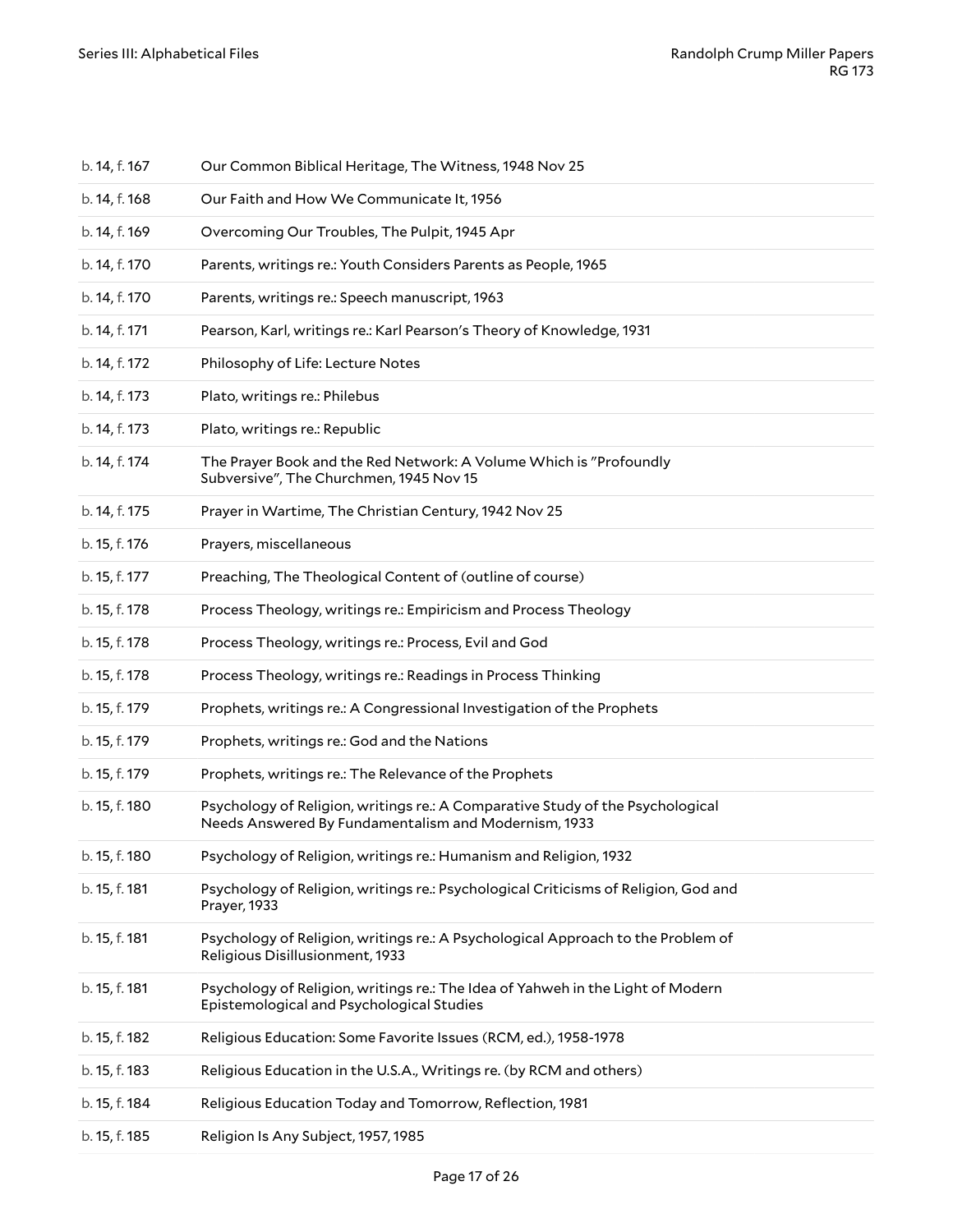| | |
|---|---|
| b. 14, f. 167 | Our Common Biblical Heritage, The Witness, 1948 Nov 25 |
| b. 14, f. 168 | Our Faith and How We Communicate It, 1956 |
| b. 14, f. 169 | Overcoming Our Troubles, The Pulpit, 1945 Apr |
| b. 14, f. 170 | Parents, writings re.: Youth Considers Parents as People, 1965 |
| b. 14, f. 170 | Parents, writings re.: Speech manuscript, 1963 |
| b. 14, f. 171 | Pearson, Karl, writings re.: Karl Pearson's Theory of Knowledge, 1931 |
| b. 14, f. 172 | Philosophy of Life: Lecture Notes |
| b. 14, f. 173 | Plato, writings re.: Philebus |
| b. 14, f. 173 | Plato, writings re.: Republic |
| b. 14, f. 174 | The Prayer Book and the Red Network: A Volume Which is "Profoundly Subversive", The Churchmen, 1945 Nov 15 |
| b. 14, f. 175 | Prayer in Wartime, The Christian Century, 1942 Nov 25 |
| b. 15, f. 176 | Prayers, miscellaneous |
| b. 15, f. 177 | Preaching, The Theological Content of (outline of course) |
| b. 15, f. 178 | Process Theology, writings re.: Empiricism and Process Theology |
| b. 15, f. 178 | Process Theology, writings re.: Process, Evil and God |
| b. 15, f. 178 | Process Theology, writings re.: Readings in Process Thinking |
| b. 15, f. 179 | Prophets, writings re.: A Congressional Investigation of the Prophets |
| b. 15, f. 179 | Prophets, writings re.: God and the Nations |
| b. 15, f. 179 | Prophets, writings re.: The Relevance of the Prophets |
| b. 15, f. 180 | Psychology of Religion, writings re.: A Comparative Study of the Psychological Needs Answered By Fundamentalism and Modernism, 1933 |
| b. 15, f. 180 | Psychology of Religion, writings re.: Humanism and Religion, 1932 |
| b. 15, f. 181 | Psychology of Religion, writings re.: Psychological Criticisms of Religion, God and Prayer, 1933 |
| b. 15, f. 181 | Psychology of Religion, writings re.: A Psychological Approach to the Problem of Religious Disillusionment, 1933 |
| b. 15, f. 181 | Psychology of Religion, writings re.: The Idea of Yahweh in the Light of Modern Epistemological and Psychological Studies |
| b. 15, f. 182 | Religious Education: Some Favorite Issues (RCM, ed.), 1958-1978 |
| b. 15, f. 183 | Religious Education in the U.S.A., Writings re. (by RCM and others) |
| b. 15, f. 184 | Religious Education Today and Tomorrow, Reflection, 1981 |
| b. 15, f. 185 | Religion Is Any Subject, 1957, 1985 |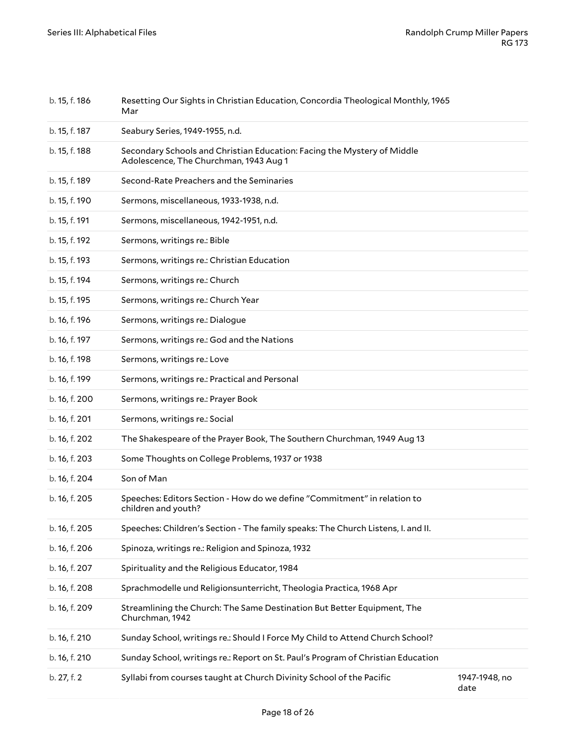| | | |
|---|---|---|
| b. 15, f. 186 | Resetting Our Sights in Christian Education, Concordia Theological Monthly, 1965 Mar | |
| b. 15, f. 187 | Seabury Series, 1949-1955, n.d. | |
| b. 15, f. 188 | Secondary Schools and Christian Education: Facing the Mystery of Middle Adolescence, The Churchman, 1943 Aug 1 | |
| b. 15, f. 189 | Second-Rate Preachers and the Seminaries | |
| b. 15, f. 190 | Sermons, miscellaneous, 1933-1938, n.d. | |
| b. 15, f. 191 | Sermons, miscellaneous, 1942-1951, n.d. | |
| b. 15, f. 192 | Sermons, writings re.: Bible | |
| b. 15, f. 193 | Sermons, writings re.: Christian Education | |
| b. 15, f. 194 | Sermons, writings re.: Church | |
| b. 15, f. 195 | Sermons, writings re.: Church Year | |
| b. 16, f. 196 | Sermons, writings re.: Dialogue | |
| b. 16, f. 197 | Sermons, writings re.: God and the Nations | |
| b. 16, f. 198 | Sermons, writings re.: Love | |
| b. 16, f. 199 | Sermons, writings re.: Practical and Personal | |
| b. 16, f. 200 | Sermons, writings re.: Prayer Book | |
| b. 16, f. 201 | Sermons, writings re.: Social | |
| b. 16, f. 202 | The Shakespeare of the Prayer Book, The Southern Churchman, 1949 Aug 13 | |
| b. 16, f. 203 | Some Thoughts on College Problems, 1937 or 1938 | |
| b. 16, f. 204 | Son of Man | |
| b. 16, f. 205 | Speeches: Editors Section - How do we define "Commitment" in relation to children and youth? | |
| b. 16, f. 205 | Speeches: Children's Section - The family speaks: The Church Listens, I. and II. | |
| b. 16, f. 206 | Spinoza, writings re.: Religion and Spinoza, 1932 | |
| b. 16, f. 207 | Spirituality and the Religious Educator, 1984 | |
| b. 16, f. 208 | Sprachmodelle und Religionsunterricht, Theologia Practica, 1968 Apr | |
| b. 16, f. 209 | Streamlining the Church: The Same Destination But Better Equipment, The Churchman, 1942 | |
| b. 16, f. 210 | Sunday School, writings re.: Should I Force My Child to Attend Church School? | |
| b. 16, f. 210 | Sunday School, writings re.: Report on St. Paul's Program of Christian Education | |
| b. 27, f. 2 | Syllabi from courses taught at Church Divinity School of the Pacific | 1947-1948, no date |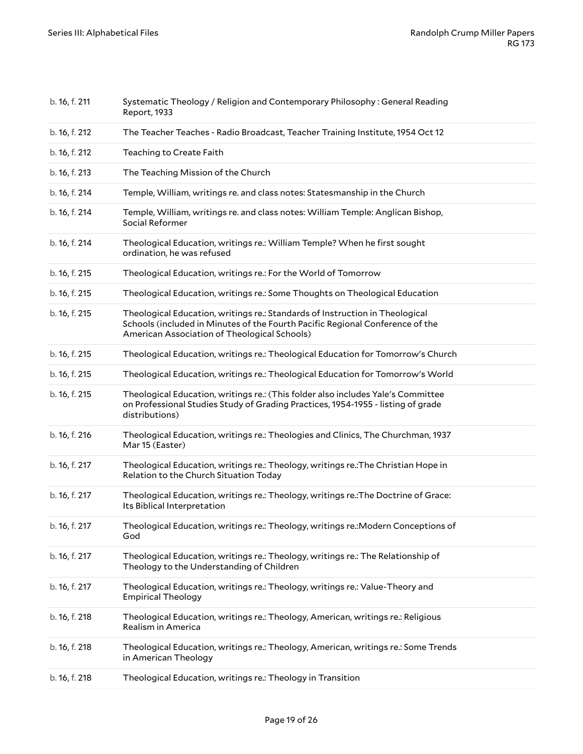| | |
|---|---|
| b. 16, f. 211 | Systematic Theology / Religion and Contemporary Philosophy : General Reading Report, 1933 |
| b. 16, f. 212 | The Teacher Teaches - Radio Broadcast, Teacher Training Institute, 1954 Oct 12 |
| b. 16, f. 212 | Teaching to Create Faith |
| b. 16, f. 213 | The Teaching Mission of the Church |
| b. 16, f. 214 | Temple, William, writings re. and class notes: Statesmanship in the Church |
| b. 16, f. 214 | Temple, William, writings re. and class notes: William Temple: Anglican Bishop, Social Reformer |
| b. 16, f. 214 | Theological Education, writings re.: William Temple? When he first sought ordination, he was refused |
| b. 16, f. 215 | Theological Education, writings re.: For the World of Tomorrow |
| b. 16, f. 215 | Theological Education, writings re.: Some Thoughts on Theological Education |
| b. 16, f. 215 | Theological Education, writings re.: Standards of Instruction in Theological Schools (included in Minutes of the Fourth Pacific Regional Conference of the American Association of Theological Schools) |
| b. 16, f. 215 | Theological Education, writings re.: Theological Education for Tomorrow's Church |
| b. 16, f. 215 | Theological Education, writings re.: Theological Education for Tomorrow's World |
| b. 16, f. 215 | Theological Education, writings re.: (This folder also includes Yale's Committee on Professional Studies Study of Grading Practices, 1954-1955 - listing of grade distributions) |
| b. 16, f. 216 | Theological Education, writings re.: Theologies and Clinics, The Churchman, 1937 Mar 15 (Easter) |
| b. 16, f. 217 | Theological Education, writings re.: Theology, writings re.:The Christian Hope in Relation to the Church Situation Today |
| b. 16, f. 217 | Theological Education, writings re.: Theology, writings re.:The Doctrine of Grace: Its Biblical Interpretation |
| b. 16, f. 217 | Theological Education, writings re.: Theology, writings re.:Modern Conceptions of God |
| b. 16, f. 217 | Theological Education, writings re.: Theology, writings re.: The Relationship of Theology to the Understanding of Children |
| b. 16, f. 217 | Theological Education, writings re.: Theology, writings re.: Value-Theory and Empirical Theology |
| b. 16, f. 218 | Theological Education, writings re.: Theology, American, writings re.: Religious Realism in America |
| b. 16, f. 218 | Theological Education, writings re.: Theology, American, writings re.: Some Trends in American Theology |
| b. 16, f. 218 | Theological Education, writings re.: Theology in Transition |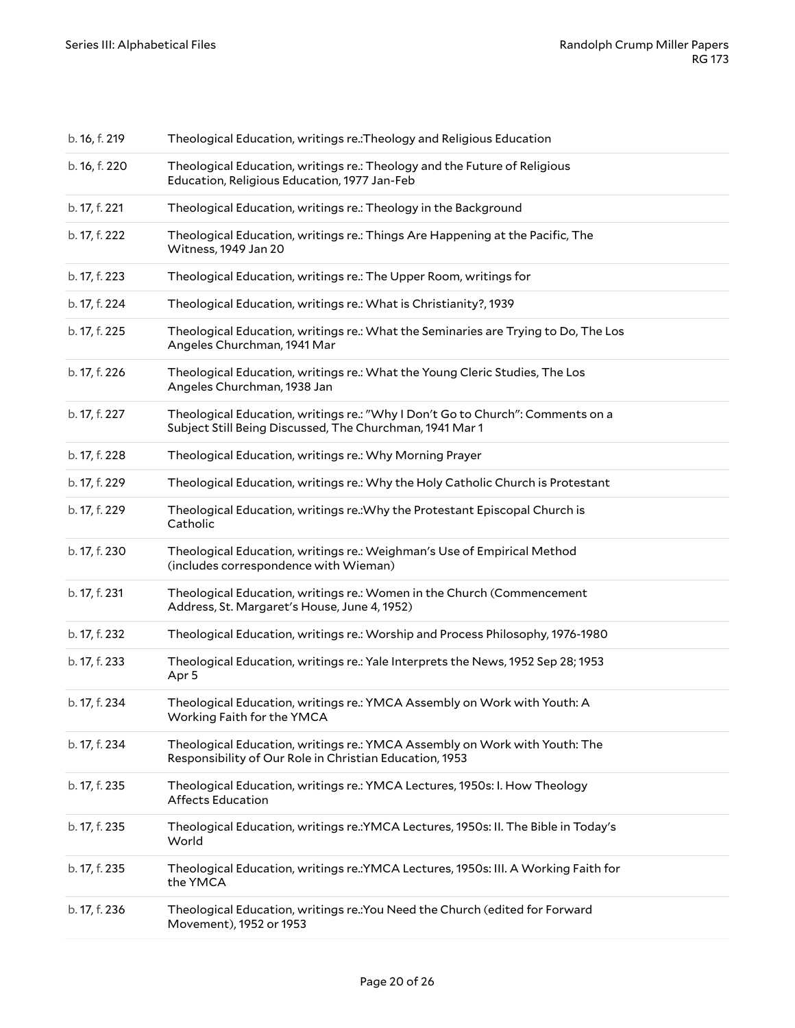| | |
|---|---|
| b. 16, f. 219 | Theological Education, writings re.:Theology and Religious Education |
| b. 16, f. 220 | Theological Education, writings re.: Theology and the Future of Religious Education, Religious Education, 1977 Jan-Feb |
| b. 17, f. 221 | Theological Education, writings re.: Theology in the Background |
| b. 17, f. 222 | Theological Education, writings re.: Things Are Happening at the Pacific, The Witness, 1949 Jan 20 |
| b. 17, f. 223 | Theological Education, writings re.: The Upper Room, writings for |
| b. 17, f. 224 | Theological Education, writings re.: What is Christianity?, 1939 |
| b. 17, f. 225 | Theological Education, writings re.: What the Seminaries are Trying to Do, The Los Angeles Churchman, 1941 Mar |
| b. 17, f. 226 | Theological Education, writings re.: What the Young Cleric Studies, The Los Angeles Churchman, 1938 Jan |
| b. 17, f. 227 | Theological Education, writings re.: "Why I Don't Go to Church": Comments on a Subject Still Being Discussed, The Churchman, 1941 Mar 1 |
| b. 17, f. 228 | Theological Education, writings re.: Why Morning Prayer |
| b. 17, f. 229 | Theological Education, writings re.: Why the Holy Catholic Church is Protestant |
| b. 17, f. 229 | Theological Education, writings re.:Why the Protestant Episcopal Church is Catholic |
| b. 17, f. 230 | Theological Education, writings re.: Weighman's Use of Empirical Method (includes correspondence with Wieman) |
| b. 17, f. 231 | Theological Education, writings re.: Women in the Church (Commencement Address, St. Margaret's House, June 4, 1952) |
| b. 17, f. 232 | Theological Education, writings re.: Worship and Process Philosophy, 1976-1980 |
| b. 17, f. 233 | Theological Education, writings re.: Yale Interprets the News, 1952 Sep 28; 1953 Apr 5 |
| b. 17, f. 234 | Theological Education, writings re.: YMCA Assembly on Work with Youth: A Working Faith for the YMCA |
| b. 17, f. 234 | Theological Education, writings re.: YMCA Assembly on Work with Youth: The Responsibility of Our Role in Christian Education, 1953 |
| b. 17, f. 235 | Theological Education, writings re.: YMCA Lectures, 1950s: I. How Theology Affects Education |
| b. 17, f. 235 | Theological Education, writings re.:YMCA Lectures, 1950s: II. The Bible in Today's World |
| b. 17, f. 235 | Theological Education, writings re.:YMCA Lectures, 1950s: III. A Working Faith for the YMCA |
| b. 17, f. 236 | Theological Education, writings re.:You Need the Church (edited for Forward Movement), 1952 or 1953 |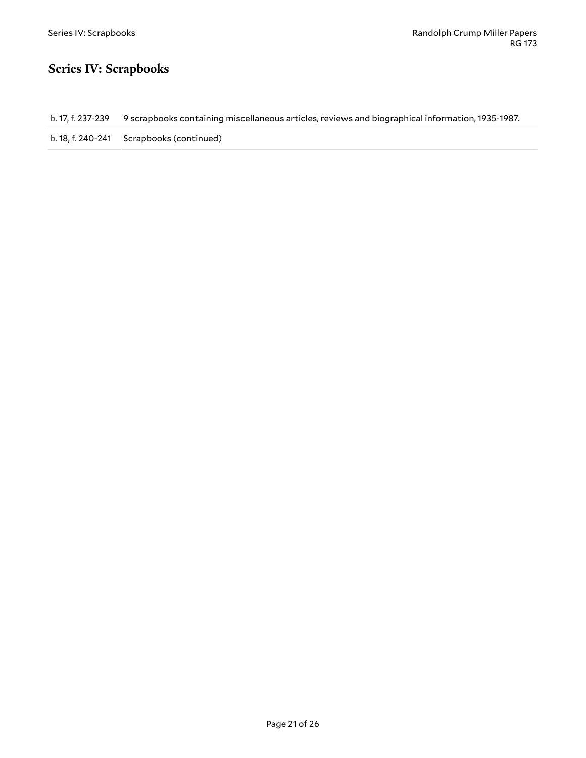## Series IV: Scrapbooks

| | |
|---|---|
| b. 17, f. 237-239 | 9 scrapbooks containing miscellaneous articles, reviews and biographical information, 1935-1987. |
| b. 18, f. 240-241 | Scrapbooks (continued) |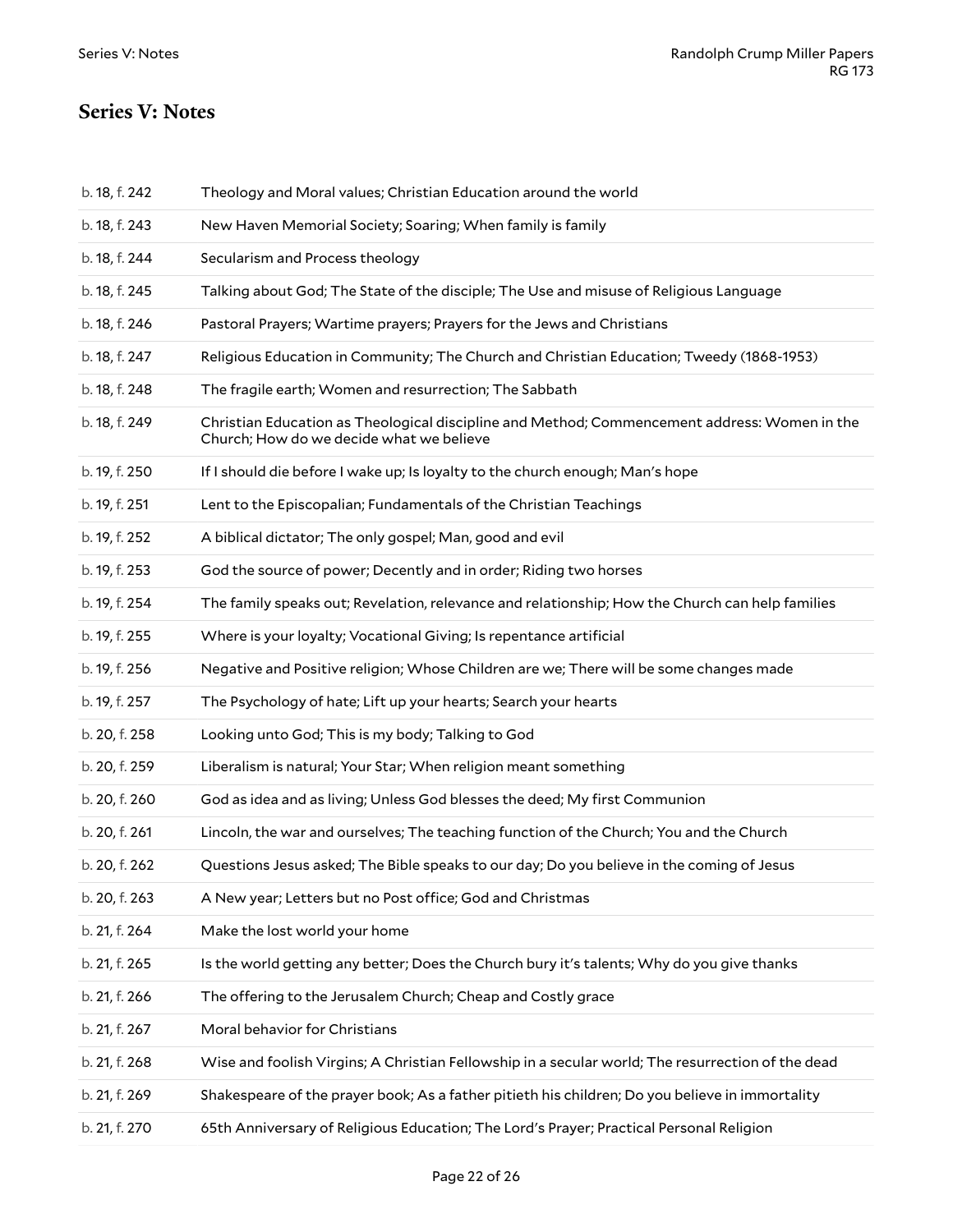## Series V: Notes

| | |
|---|---|
| b. 18, f. 242 | Theology and Moral values; Christian Education around the world |
| b. 18, f. 243 | New Haven Memorial Society; Soaring; When family is family |
| b. 18, f. 244 | Secularism and Process theology |
| b. 18, f. 245 | Talking about God; The State of the disciple; The Use and misuse of Religious Language |
| b. 18, f. 246 | Pastoral Prayers; Wartime prayers; Prayers for the Jews and Christians |
| b. 18, f. 247 | Religious Education in Community; The Church and Christian Education; Tweedy (1868-1953) |
| b. 18, f. 248 | The fragile earth; Women and resurrection; The Sabbath |
| b. 18, f. 249 | Christian Education as Theological discipline and Method; Commencement address: Women in the Church; How do we decide what we believe |
| b. 19, f. 250 | If I should die before I wake up; Is loyalty to the church enough; Man's hope |
| b. 19, f. 251 | Lent to the Episcopalian; Fundamentals of the Christian Teachings |
| b. 19, f. 252 | A biblical dictator; The only gospel; Man, good and evil |
| b. 19, f. 253 | God the source of power; Decently and in order; Riding two horses |
| b. 19, f. 254 | The family speaks out; Revelation, relevance and relationship; How the Church can help families |
| b. 19, f. 255 | Where is your loyalty; Vocational Giving; Is repentance artificial |
| b. 19, f. 256 | Negative and Positive religion; Whose Children are we; There will be some changes made |
| b. 19, f. 257 | The Psychology of hate; Lift up your hearts; Search your hearts |
| b. 20, f. 258 | Looking unto God; This is my body; Talking to God |
| b. 20, f. 259 | Liberalism is natural; Your Star; When religion meant something |
| b. 20, f. 260 | God as idea and as living; Unless God blesses the deed; My first Communion |
| b. 20, f. 261 | Lincoln, the war and ourselves; The teaching function of the Church; You and the Church |
| b. 20, f. 262 | Questions Jesus asked; The Bible speaks to our day; Do you believe in the coming of Jesus |
| b. 20, f. 263 | A New year; Letters but no Post office; God and Christmas |
| b. 21, f. 264 | Make the lost world your home |
| b. 21, f. 265 | Is the world getting any better; Does the Church bury it's talents; Why do you give thanks |
| b. 21, f. 266 | The offering to the Jerusalem Church; Cheap and Costly grace |
| b. 21, f. 267 | Moral behavior for Christians |
| b. 21, f. 268 | Wise and foolish Virgins; A Christian Fellowship in a secular world; The resurrection of the dead |
| b. 21, f. 269 | Shakespeare of the prayer book; As a father pitieth his children; Do you believe in immortality |
| b. 21, f. 270 | 65th Anniversary of Religious Education; The Lord's Prayer; Practical Personal Religion |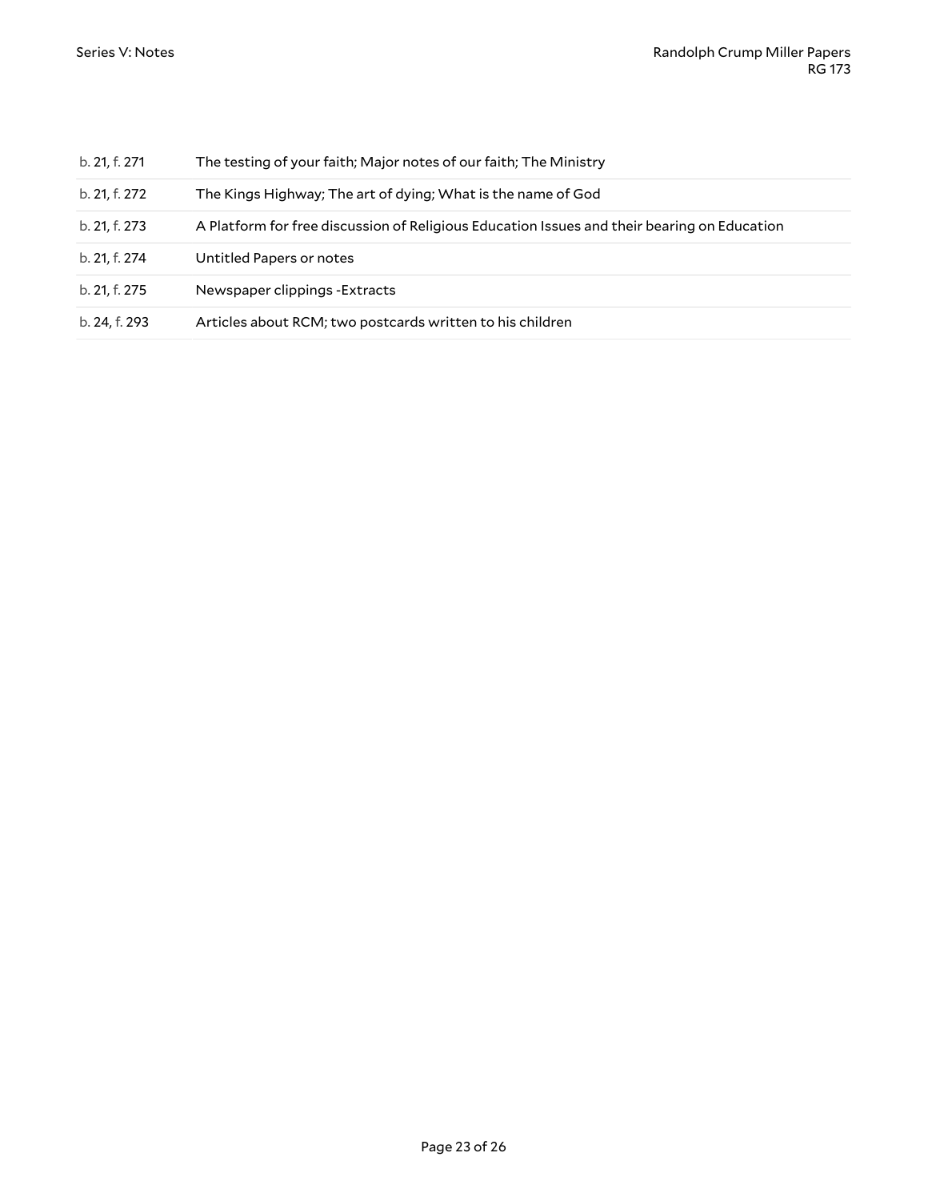| | |
|---|---|
| b. 21, f. 271 | The testing of your faith; Major notes of our faith; The Ministry |
| b. 21, f. 272 | The Kings Highway; The art of dying; What is the name of God |
| b. 21, f. 273 | A Platform for free discussion of Religious Education Issues and their bearing on Education |
| b. 21, f. 274 | Untitled Papers or notes |
| b. 21, f. 275 | Newspaper clippings -Extracts |
| b. 24, f. 293 | Articles about RCM; two postcards written to his children |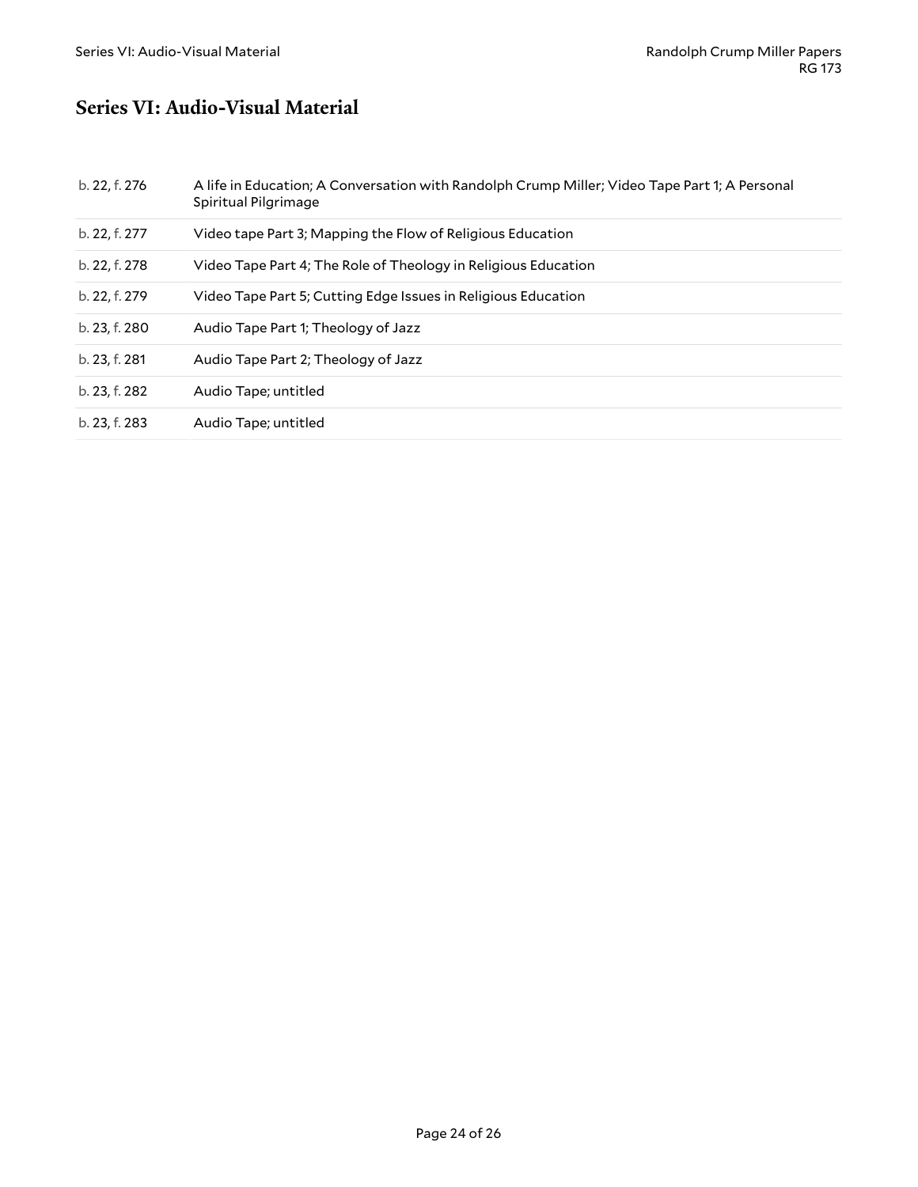# Series VI: Audio-Visual Material

| | |
|---|---|
| b. 22, f. 276 | A life in Education; A Conversation with Randolph Crump Miller; Video Tape Part 1; A Personal Spiritual Pilgrimage |
| b. 22, f. 277 | Video tape Part 3; Mapping the Flow of Religious Education |
| b. 22, f. 278 | Video Tape Part 4; The Role of Theology in Religious Education |
| b. 22, f. 279 | Video Tape Part 5; Cutting Edge Issues in Religious Education |
| b. 23, f. 280 | Audio Tape Part 1; Theology of Jazz |
| b. 23, f. 281 | Audio Tape Part 2; Theology of Jazz |
| b. 23, f. 282 | Audio Tape; untitled |
| b. 23, f. 283 | Audio Tape; untitled |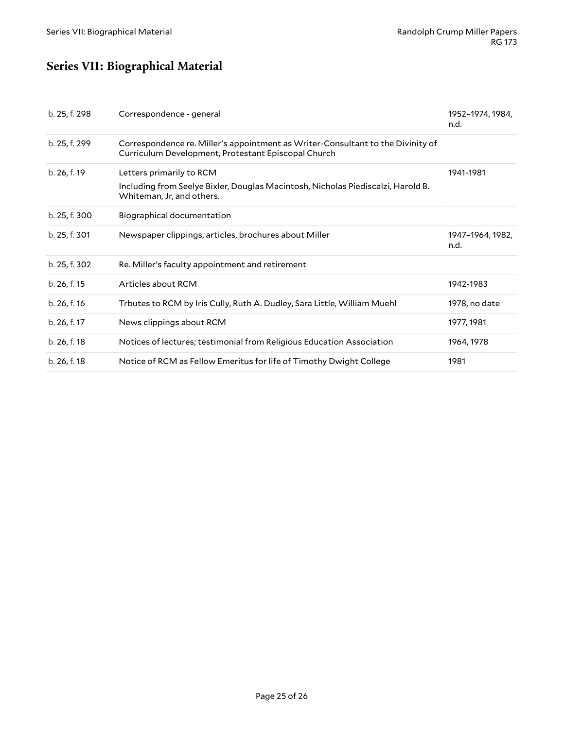## Series VII: Biographical Material

| | | |
|---|---|---|
| b. 25, f. 298 | Correspondence - general | 1952–1974, 1984, n.d. |
| b. 25, f. 299 | Correspondence re. Miller's appointment as Writer-Consultant to the Divinity of Curriculum Development, Protestant Episcopal Church | |
| b. 26, f. 19 | Letters primarily to RCM<br>Including from Seelye Bixler, Douglas Macintosh, Nicholas Piediscalzi, Harold B. Whiteman, Jr, and others. | 1941-1981 |
| b. 25, f. 300 | Biographical documentation | |
| b. 25, f. 301 | Newspaper clippings, articles, brochures about Miller | 1947–1964, 1982, n.d. |
| b. 25, f. 302 | Re. Miller's faculty appointment and retirement | |
| b. 26, f. 15 | Articles about RCM | 1942-1983 |
| b. 26, f. 16 | Trbutes to RCM by Iris Cully, Ruth A. Dudley, Sara Little, William Muehl | 1978, no date |
| b. 26, f. 17 | News clippings about RCM | 1977, 1981 |
| b. 26, f. 18 | Notices of lectures; testimonial from Religious Education Association | 1964, 1978 |
| b. 26, f. 18 | Notice of RCM as Fellow Emeritus for life of Timothy Dwight College | 1981 |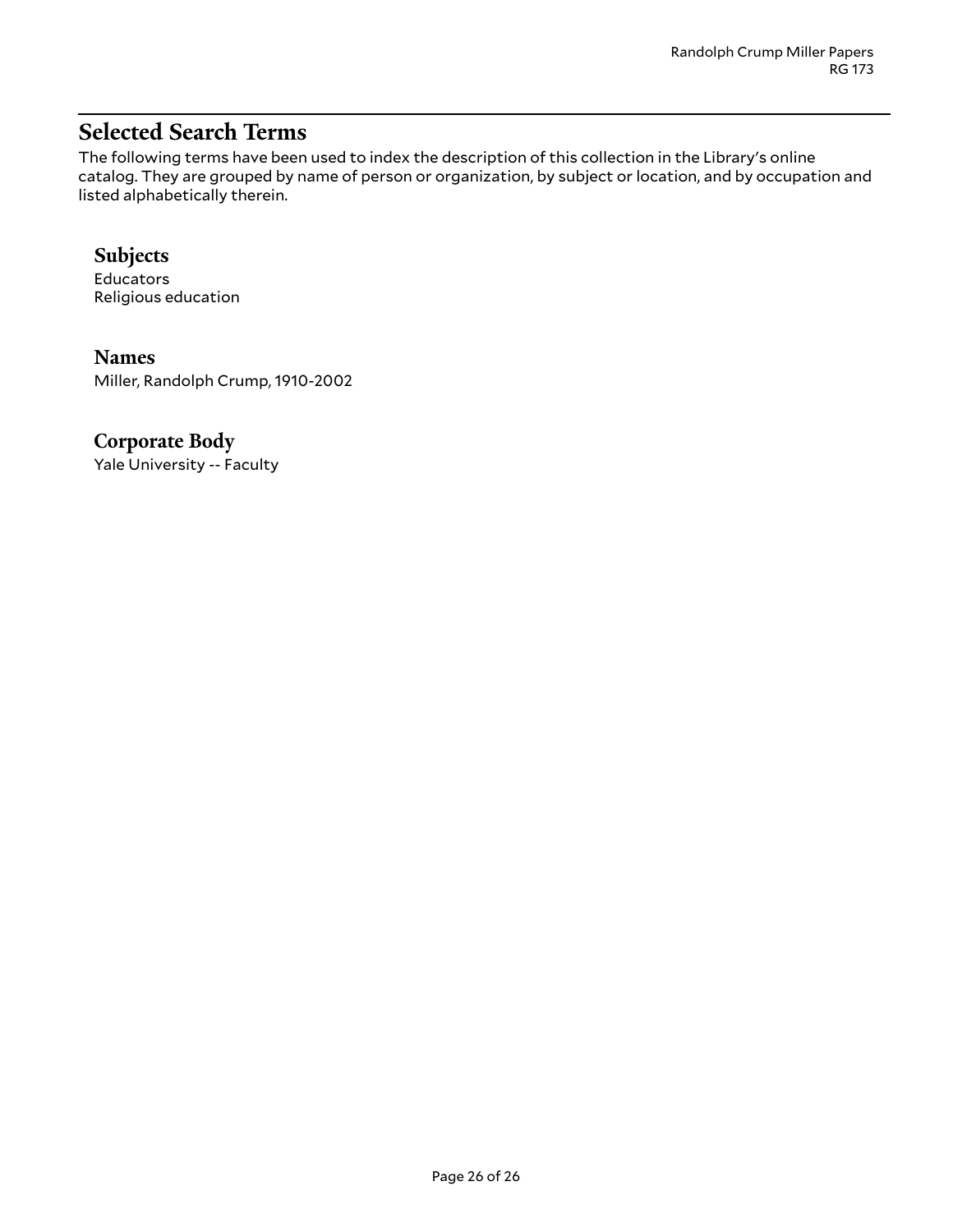## Selected Search Terms

The following terms have been used to index the description of this collection in the Library's online catalog. They are grouped by name of person or organization, by subject or location, and by occupation and listed alphabetically therein.

### Subjects

Educators
Religious education

### Names

Miller, Randolph Crump, 1910-2002

### Corporate Body

Yale University -- Faculty